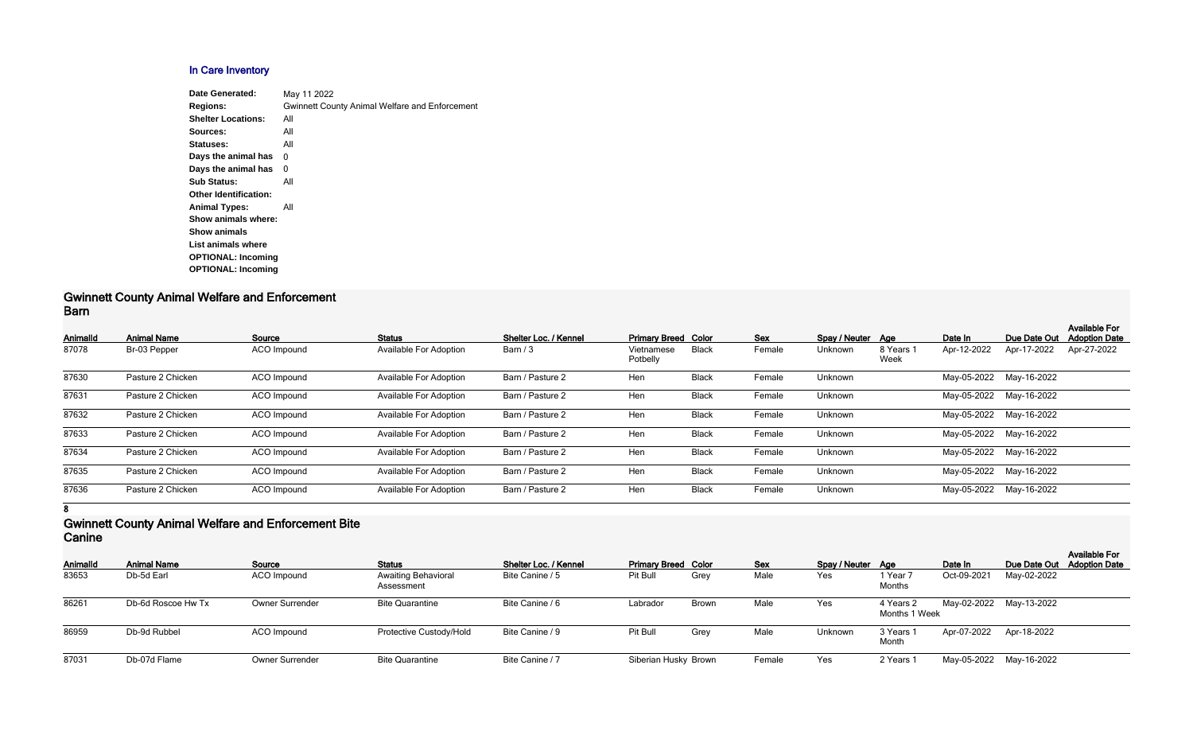## In Care Inventory

**Date Generated:** May 11 2022
**Regions:** Gwinnett County Animal Welfare and Enforcement
**Shelter Locations:** All
**Sources:** All
**Statuses:** All
**Days the animal has** 0
**Days the animal has** 0
**Sub Status:** All
**Other Identification:**
**Animal Types:** All
**Show animals where:**
**Show animals**
**List animals where**
**OPTIONAL: Incoming**
**OPTIONAL: Incoming**

## Gwinnett County Animal Welfare and Enforcement
### Barn

| AnimalId | Animal Name | Source | Status | Shelter Loc. / Kennel | Primary Breed | Color | Sex | Spay / Neuter | Age | Date In | Due Date Out | Available For Adoption Date |
|---|---|---|---|---|---|---|---|---|---|---|---|---|
| 87078 | Br-03 Pepper | ACO Impound | Available For Adoption | Barn / 3 | Vietnamese Potbelly | Black | Female | Unknown | 8 Years 1 Week | Apr-12-2022 | Apr-17-2022 | Apr-27-2022 |
| 87630 | Pasture 2 Chicken | ACO Impound | Available For Adoption | Barn / Pasture 2 | Hen | Black | Female | Unknown | | May-05-2022 | May-16-2022 | |
| 87631 | Pasture 2 Chicken | ACO Impound | Available For Adoption | Barn / Pasture 2 | Hen | Black | Female | Unknown | | May-05-2022 | May-16-2022 | |
| 87632 | Pasture 2 Chicken | ACO Impound | Available For Adoption | Barn / Pasture 2 | Hen | Black | Female | Unknown | | May-05-2022 | May-16-2022 | |
| 87633 | Pasture 2 Chicken | ACO Impound | Available For Adoption | Barn / Pasture 2 | Hen | Black | Female | Unknown | | May-05-2022 | May-16-2022 | |
| 87634 | Pasture 2 Chicken | ACO Impound | Available For Adoption | Barn / Pasture 2 | Hen | Black | Female | Unknown | | May-05-2022 | May-16-2022 | |
| 87635 | Pasture 2 Chicken | ACO Impound | Available For Adoption | Barn / Pasture 2 | Hen | Black | Female | Unknown | | May-05-2022 | May-16-2022 | |
| 87636 | Pasture 2 Chicken | ACO Impound | Available For Adoption | Barn / Pasture 2 | Hen | Black | Female | Unknown | | May-05-2022 | May-16-2022 | |

**8**

## Gwinnett County Animal Welfare and Enforcement Bite
### Canine

| AnimalId | Animal Name | Source | Status | Shelter Loc. / Kennel | Primary Breed | Color | Sex | Spay / Neuter | Age | Date In | Due Date Out | Available For Adoption Date |
|---|---|---|---|---|---|---|---|---|---|---|---|---|
| 83653 | Db-5d Earl | ACO Impound | Awaiting Behavioral Assessment | Bite Canine / 5 | Pit Bull | Grey | Male | Yes | 1 Year 7 Months | Oct-09-2021 | May-02-2022 | |
| 86261 | Db-6d Roscoe Hw Tx | Owner Surrender | Bite Quarantine | Bite Canine / 6 | Labrador | Brown | Male | Yes | 4 Years 2 Months 1 Week | May-02-2022 | May-13-2022 | |
| 86959 | Db-9d Rubbel | ACO Impound | Protective Custody/Hold | Bite Canine / 9 | Pit Bull | Grey | Male | Unknown | 3 Years 1 Month | Apr-07-2022 | Apr-18-2022 | |
| 87031 | Db-07d Flame | Owner Surrender | Bite Quarantine | Bite Canine / 7 | Siberian Husky | Brown | Female | Yes | 2 Years 1 | May-05-2022 | May-16-2022 | |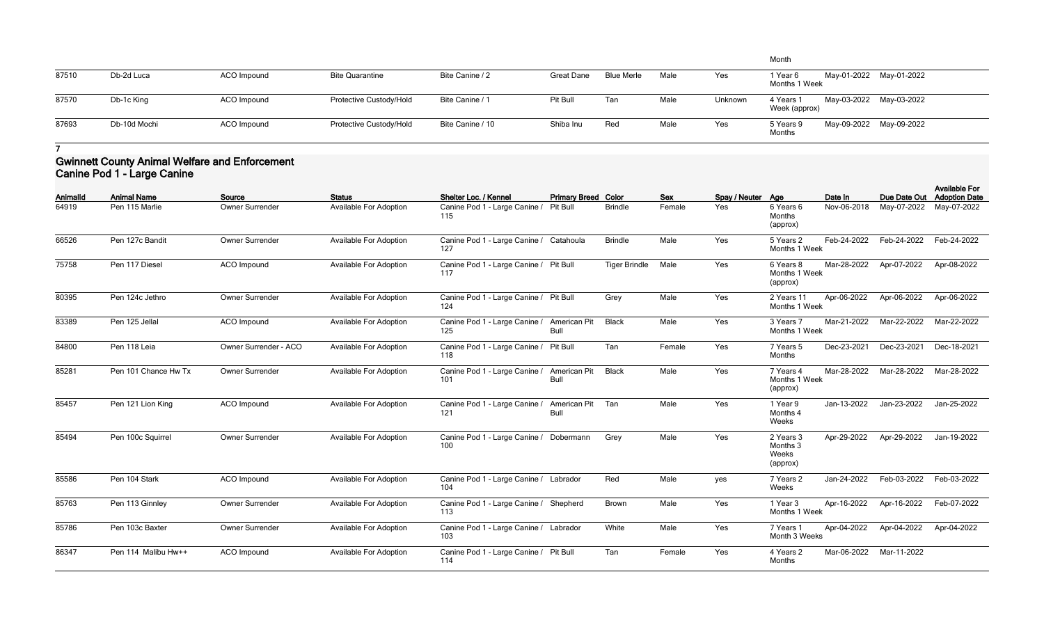| | | | | | | | | | Month | | | |
|---|---|---|---|---|---|---|---|---|---|---|---|---|
| 87510 | Db-2d Luca | ACO Impound | Bite Quarantine | Bite Canine / 2 | Great Dane | Blue Merle | Male | Yes | 1 Year 6 Months 1 Week | May-01-2022 | May-01-2022 | |
| 87570 | Db-1c King | ACO Impound | Protective Custody/Hold | Bite Canine / 1 | Pit Bull | Tan | Male | Unknown | 4 Years 1 Week (approx) | May-03-2022 | May-03-2022 | |
| 87693 | Db-10d Mochi | ACO Impound | Protective Custody/Hold | Bite Canine / 10 | Shiba Inu | Red | Male | Yes | 5 Years 9 Months | May-09-2022 | May-09-2022 | |

7

## Gwinnett County Animal Welfare and Enforcement
## Canine Pod 1 - Large Canine

| AnimalId | Animal Name | Source | Status | Shelter Loc. / Kennel | Primary Breed | Color | Sex | Spay / Neuter | Age | Date In | Due Date Out | Available For Adoption Date |
|---|---|---|---|---|---|---|---|---|---|---|---|---|
| 64919 | Pen 115 Marlie | Owner Surrender | Available For Adoption | Canine Pod 1 - Large Canine / 115 | Pit Bull | Brindle | Female | Yes | 6 Years 6 Months (approx) | Nov-06-2018 | May-07-2022 | May-07-2022 |
| 66526 | Pen 127c Bandit | Owner Surrender | Available For Adoption | Canine Pod 1 - Large Canine / 127 | Catahoula | Brindle | Male | Yes | 5 Years 2 Months 1 Week | Feb-24-2022 | Feb-24-2022 | Feb-24-2022 |
| 75758 | Pen 117 Diesel | ACO Impound | Available For Adoption | Canine Pod 1 - Large Canine / 117 | Pit Bull | Tiger Brindle | Male | Yes | 6 Years 8 Months 1 Week (approx) | Mar-28-2022 | Apr-07-2022 | Apr-08-2022 |
| 80395 | Pen 124c Jethro | Owner Surrender | Available For Adoption | Canine Pod 1 - Large Canine / 124 | Pit Bull | Grey | Male | Yes | 2 Years 11 Months 1 Week | Apr-06-2022 | Apr-06-2022 | Apr-06-2022 |
| 83389 | Pen 125 Jellal | ACO Impound | Available For Adoption | Canine Pod 1 - Large Canine / 125 | American Pit Bull | Black | Male | Yes | 3 Years 7 Months 1 Week | Mar-21-2022 | Mar-22-2022 | Mar-22-2022 |
| 84800 | Pen 118 Leia | Owner Surrender - ACO | Available For Adoption | Canine Pod 1 - Large Canine / 118 | Pit Bull | Tan | Female | Yes | 7 Years 5 Months | Dec-23-2021 | Dec-23-2021 | Dec-18-2021 |
| 85281 | Pen 101 Chance Hw Tx | Owner Surrender | Available For Adoption | Canine Pod 1 - Large Canine / 101 | American Pit Bull | Black | Male | Yes | 7 Years 4 Months 1 Week (approx) | Mar-28-2022 | Mar-28-2022 | Mar-28-2022 |
| 85457 | Pen 121 Lion King | ACO Impound | Available For Adoption | Canine Pod 1 - Large Canine / 121 | American Pit Bull | Tan | Male | Yes | 1 Year 9 Months 4 Weeks | Jan-13-2022 | Jan-23-2022 | Jan-25-2022 |
| 85494 | Pen 100c Squirrel | Owner Surrender | Available For Adoption | Canine Pod 1 - Large Canine / 100 | Dobermann | Grey | Male | Yes | 2 Years 3 Months 3 Weeks (approx) | Apr-29-2022 | Apr-29-2022 | Jan-19-2022 |
| 85586 | Pen 104 Stark | ACO Impound | Available For Adoption | Canine Pod 1 - Large Canine / 104 | Labrador | Red | Male | yes | 7 Years 2 Weeks | Jan-24-2022 | Feb-03-2022 | Feb-03-2022 |
| 85763 | Pen 113 Ginnley | Owner Surrender | Available For Adoption | Canine Pod 1 - Large Canine / 113 | Shepherd | Brown | Male | Yes | 1 Year 3 Months 1 Week | Apr-16-2022 | Apr-16-2022 | Feb-07-2022 |
| 85786 | Pen 103c Baxter | Owner Surrender | Available For Adoption | Canine Pod 1 - Large Canine / 103 | Labrador | White | Male | Yes | 7 Years 1 Month 3 Weeks | Apr-04-2022 | Apr-04-2022 | Apr-04-2022 |
| 86347 | Pen 114 Malibu Hw++ | ACO Impound | Available For Adoption | Canine Pod 1 - Large Canine / 114 | Pit Bull | Tan | Female | Yes | 4 Years 2 Months | Mar-06-2022 | Mar-11-2022 | |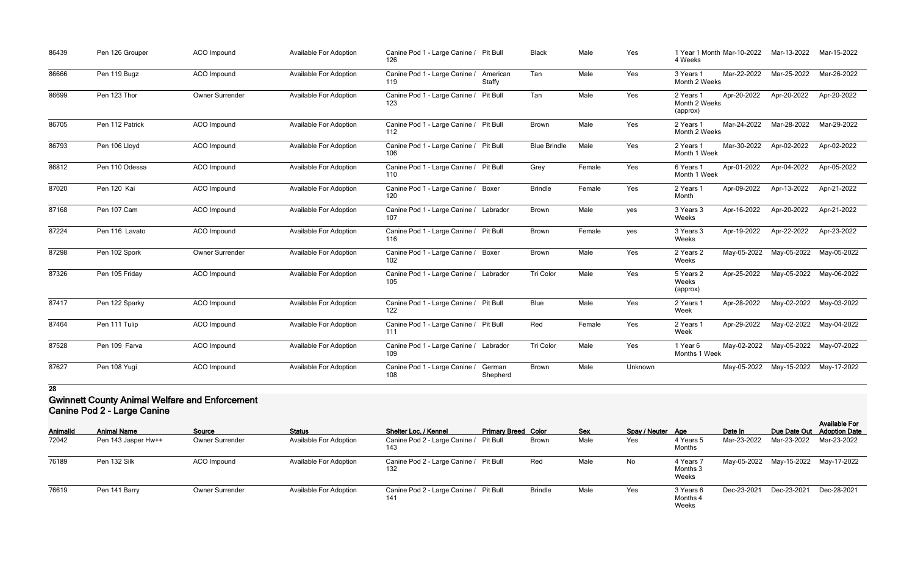| AnimalId | Animal Name | Source | Status | Shelter Loc. / Kennel | Primary Breed | Color | Sex | Spay / Neuter | Age | Date In | Due Date Out | Available For Adoption Date |
|---|---|---|---|---|---|---|---|---|---|---|---|---|
| 86439 | Pen 126 Grouper | ACO Impound | Available For Adoption | Canine Pod 1 - Large Canine / 126 | Pit Bull | Black | Male | Yes | 1 Year 1 Month 4 Weeks | Mar-10-2022 | Mar-13-2022 | Mar-15-2022 |
| 86666 | Pen 119 Bugz | ACO Impound | Available For Adoption | Canine Pod 1 - Large Canine / 119 | American Staffy | Tan | Male | Yes | 3 Years 1 Month 2 Weeks | Mar-22-2022 | Mar-25-2022 | Mar-26-2022 |
| 86699 | Pen 123 Thor | Owner Surrender | Available For Adoption | Canine Pod 1 - Large Canine / 123 | Pit Bull | Tan | Male | Yes | 2 Years 1 Month 2 Weeks (approx) | Apr-20-2022 | Apr-20-2022 | Apr-20-2022 |
| 86705 | Pen 112 Patrick | ACO Impound | Available For Adoption | Canine Pod 1 - Large Canine / 112 | Pit Bull | Brown | Male | Yes | 2 Years 1 Month 2 Weeks | Mar-24-2022 | Mar-28-2022 | Mar-29-2022 |
| 86793 | Pen 106 Lloyd | ACO Impound | Available For Adoption | Canine Pod 1 - Large Canine / 106 | Pit Bull | Blue Brindle | Male | Yes | 2 Years 1 Month 1 Week | Mar-30-2022 | Apr-02-2022 | Apr-02-2022 |
| 86812 | Pen 110 Odessa | ACO Impound | Available For Adoption | Canine Pod 1 - Large Canine / 110 | Pit Bull | Grey | Female | Yes | 6 Years 1 Month 1 Week | Apr-01-2022 | Apr-04-2022 | Apr-05-2022 |
| 87020 | Pen 120 Kai | ACO Impound | Available For Adoption | Canine Pod 1 - Large Canine / 120 | Boxer | Brindle | Female | Yes | 2 Years 1 Month | Apr-09-2022 | Apr-13-2022 | Apr-21-2022 |
| 87168 | Pen 107 Cam | ACO Impound | Available For Adoption | Canine Pod 1 - Large Canine / 107 | Labrador | Brown | Male | yes | 3 Years 3 Weeks | Apr-16-2022 | Apr-20-2022 | Apr-21-2022 |
| 87224 | Pen 116 Lavato | ACO Impound | Available For Adoption | Canine Pod 1 - Large Canine / 116 | Pit Bull | Brown | Female | yes | 3 Years 3 Weeks | Apr-19-2022 | Apr-22-2022 | Apr-23-2022 |
| 87298 | Pen 102 Spork | Owner Surrender | Available For Adoption | Canine Pod 1 - Large Canine / 102 | Boxer | Brown | Male | Yes | 2 Years 2 Weeks | May-05-2022 | May-05-2022 | May-05-2022 |
| 87326 | Pen 105 Friday | ACO Impound | Available For Adoption | Canine Pod 1 - Large Canine / 105 | Labrador | Tri Color | Male | Yes | 5 Years 2 Weeks (approx) | Apr-25-2022 | May-05-2022 | May-06-2022 |
| 87417 | Pen 122 Sparky | ACO Impound | Available For Adoption | Canine Pod 1 - Large Canine / 122 | Pit Bull | Blue | Male | Yes | 2 Years 1 Week | Apr-28-2022 | May-02-2022 | May-03-2022 |
| 87464 | Pen 111 Tulip | ACO Impound | Available For Adoption | Canine Pod 1 - Large Canine / 111 | Pit Bull | Red | Female | Yes | 2 Years 1 Week | Apr-29-2022 | May-02-2022 | May-04-2022 |
| 87528 | Pen 109 Farva | ACO Impound | Available For Adoption | Canine Pod 1 - Large Canine / 109 | Labrador | Tri Color | Male | Yes | 1 Year 6 Months 1 Week | May-02-2022 | May-05-2022 | May-07-2022 |
| 87627 | Pen 108 Yugi | ACO Impound | Available For Adoption | Canine Pod 1 - Large Canine / 108 | German Shepherd | Brown | Male | Unknown | | May-05-2022 | May-15-2022 | May-17-2022 |

**28**

## Gwinnett County Animal Welfare and Enforcement
## Canine Pod 2 - Large Canine

| AnimalId | Animal Name | Source | Status | Shelter Loc. / Kennel | Primary Breed | Color | Sex | Spay / Neuter | Age | Date In | Due Date Out | Available For Adoption Date |
|---|---|---|---|---|---|---|---|---|---|---|---|---|
| 72042 | Pen 143 Jasper Hw++ | Owner Surrender | Available For Adoption | Canine Pod 2 - Large Canine / 143 | Pit Bull | Brown | Male | Yes | 4 Years 5 Months | Mar-23-2022 | Mar-23-2022 | Mar-23-2022 |
| 76189 | Pen 132 Silk | ACO Impound | Available For Adoption | Canine Pod 2 - Large Canine / 132 | Pit Bull | Red | Male | No | 4 Years 7 Months 3 Weeks | May-05-2022 | May-15-2022 | May-17-2022 |
| 76619 | Pen 141 Barry | Owner Surrender | Available For Adoption | Canine Pod 2 - Large Canine / 141 | Pit Bull | Brindle | Male | Yes | 3 Years 6 Months 4 Weeks | Dec-23-2021 | Dec-23-2021 | Dec-28-2021 |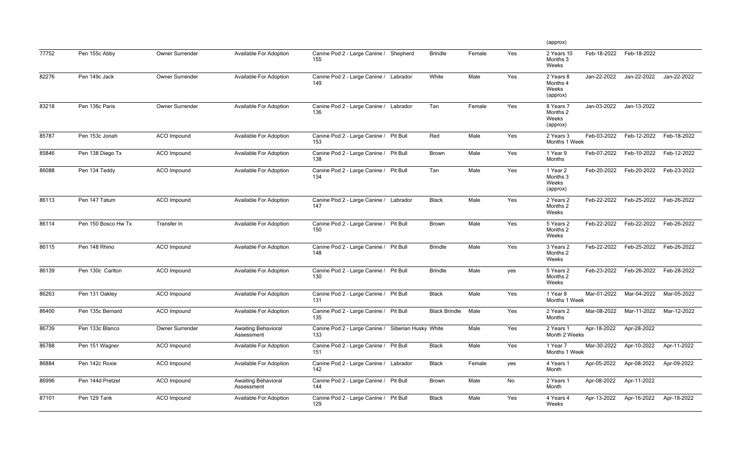| | | | | | | | | | (approx) | | | |
|---|---|---|---|---|---|---|---|---|---|---|---|---|
| 77752 | Pen 155c Abby | Owner Surrender | Available For Adoption | Canine Pod 2 - Large Canine / 155 | Shepherd | Brindle | Female | Yes | 2 Years 10 Months 3 Weeks | Feb-18-2022 | Feb-18-2022 | |
| 82276 | Pen 149c Jack | Owner Surrender | Available For Adoption | Canine Pod 2 - Large Canine / 149 | Labrador | White | Male | Yes | 2 Years 8 Months 4 Weeks (approx) | Jan-22-2022 | Jan-22-2022 | Jan-22-2022 |
| 83218 | Pen 136c Paris | Owner Surrender | Available For Adoption | Canine Pod 2 - Large Canine / 136 | Labrador | Tan | Female | Yes | 8 Years 7 Months 2 Weeks (approx) | Jan-03-2022 | Jan-13-2022 | |
| 85787 | Pen 153c Jonah | ACO Impound | Available For Adoption | Canine Pod 2 - Large Canine / 153 | Pit Bull | Red | Male | Yes | 2 Years 3 Months 1 Week | Feb-03-2022 | Feb-12-2022 | Feb-18-2022 |
| 85846 | Pen 138 Diego Tx | ACO Impound | Available For Adoption | Canine Pod 2 - Large Canine / 138 | Pit Bull | Brown | Male | Yes | 1 Year 9 Months | Feb-07-2022 | Feb-10-2022 | Feb-12-2022 |
| 86088 | Pen 134 Teddy | ACO Impound | Available For Adoption | Canine Pod 2 - Large Canine / 134 | Pit Bull | Tan | Male | Yes | 1 Year 2 Months 3 Weeks (approx) | Feb-20-2022 | Feb-20-2022 | Feb-23-2022 |
| 86113 | Pen 147 Tatum | ACO Impound | Available For Adoption | Canine Pod 2 - Large Canine / 147 | Labrador | Black | Male | Yes | 2 Years 2 Months 2 Weeks | Feb-22-2022 | Feb-25-2022 | Feb-26-2022 |
| 86114 | Pen 150 Bosco Hw Tx | Transfer In | Available For Adoption | Canine Pod 2 - Large Canine / 150 | Pit Bull | Brown | Male | Yes | 5 Years 2 Months 2 Weeks | Feb-22-2022 | Feb-22-2022 | Feb-26-2022 |
| 86115 | Pen 148 Rhino | ACO Impound | Available For Adoption | Canine Pod 2 - Large Canine / 148 | Pit Bull | Brindle | Male | Yes | 3 Years 2 Months 2 Weeks | Feb-22-2022 | Feb-25-2022 | Feb-26-2022 |
| 86139 | Pen 130c Carlton | ACO Impound | Available For Adoption | Canine Pod 2 - Large Canine / 130 | Pit Bull | Brindle | Male | yes | 5 Years 2 Months 2 Weeks | Feb-23-2022 | Feb-26-2022 | Feb-28-2022 |
| 86263 | Pen 131 Oakley | ACO Impound | Available For Adoption | Canine Pod 2 - Large Canine / 131 | Pit Bull | Black | Male | Yes | 1 Year 8 Months 1 Week | Mar-01-2022 | Mar-04-2022 | Mar-05-2022 |
| 86400 | Pen 135c Bernard | ACO Impound | Available For Adoption | Canine Pod 2 - Large Canine / 135 | Pit Bull | Black Brindle | Male | Yes | 2 Years 2 Months | Mar-08-2022 | Mar-11-2022 | Mar-12-2022 |
| 86739 | Pen 133c Blanco | Owner Surrender | Awaiting Behavioral Assessment | Canine Pod 2 - Large Canine / 133 | Siberian Husky | White | Male | Yes | 2 Years 1 Month 2 Weeks | Apr-18-2022 | Apr-28-2022 | |
| 86788 | Pen 151 Wagner | ACO Impound | Available For Adoption | Canine Pod 2 - Large Canine / 151 | Pit Bull | Black | Male | Yes | 1 Year 7 Months 1 Week | Mar-30-2022 | Apr-10-2022 | Apr-11-2022 |
| 86884 | Pen 142c Roxie | ACO Impound | Available For Adoption | Canine Pod 2 - Large Canine / 142 | Labrador | Black | Female | yes | 4 Years 1 Month | Apr-05-2022 | Apr-08-2022 | Apr-09-2022 |
| 86996 | Pen 144d Pretzel | ACO Impound | Awaiting Behavioral Assessment | Canine Pod 2 - Large Canine / 144 | Pit Bull | Brown | Male | No | 2 Years 1 Month | Apr-08-2022 | Apr-11-2022 | |
| 87101 | Pen 129 Tank | ACO Impound | Available For Adoption | Canine Pod 2 - Large Canine / 129 | Pit Bull | Black | Male | Yes | 4 Years 4 Weeks | Apr-13-2022 | Apr-16-2022 | Apr-18-2022 |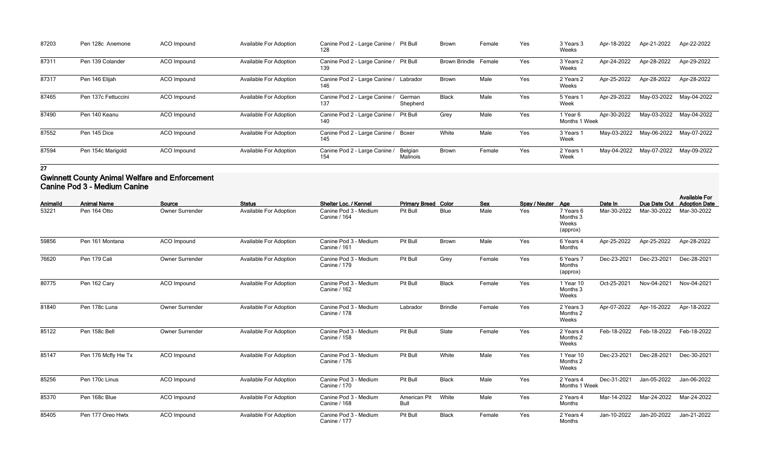| AnimalId | Animal Name | Source | Status | Shelter Loc. / Kennel | Primary Breed | Color | Sex | Spay / Neuter | Age | Date In | Due Date Out | Available For Adoption Date |
|---|---|---|---|---|---|---|---|---|---|---|---|---|
| 87203 | Pen 128c Anemone | ACO Impound | Available For Adoption | Canine Pod 2 - Large Canine / 128 | Pit Bull | Brown | Female | Yes | 3 Years 3 Weeks | Apr-18-2022 | Apr-21-2022 | Apr-22-2022 |
| 87311 | Pen 139 Colander | ACO Impound | Available For Adoption | Canine Pod 2 - Large Canine / 139 | Pit Bull | Brown Brindle | Female | Yes | 3 Years 2 Weeks | Apr-24-2022 | Apr-28-2022 | Apr-29-2022 |
| 87317 | Pen 146 Elijah | ACO Impound | Available For Adoption | Canine Pod 2 - Large Canine / 146 | Labrador | Brown | Male | Yes | 2 Years 2 Weeks | Apr-25-2022 | Apr-28-2022 | Apr-28-2022 |
| 87465 | Pen 137c Fettuccini | ACO Impound | Available For Adoption | Canine Pod 2 - Large Canine / 137 | German Shepherd | Black | Male | Yes | 5 Years 1 Week | Apr-29-2022 | May-03-2022 | May-04-2022 |
| 87490 | Pen 140 Keanu | ACO Impound | Available For Adoption | Canine Pod 2 - Large Canine / 140 | Pit Bull | Grey | Male | Yes | 1 Year 6 Months 1 Week | Apr-30-2022 | May-03-2022 | May-04-2022 |
| 87552 | Pen 145 Dice | ACO Impound | Available For Adoption | Canine Pod 2 - Large Canine / 145 | Boxer | White | Male | Yes | 3 Years 1 Week | May-03-2022 | May-06-2022 | May-07-2022 |
| 87594 | Pen 154c Marigold | ACO Impound | Available For Adoption | Canine Pod 2 - Large Canine / 154 | Belgian Malinois | Brown | Female | Yes | 2 Years 1 Week | May-04-2022 | May-07-2022 | May-09-2022 |

**27**

## Gwinnett County Animal Welfare and Enforcement
### Canine Pod 3 - Medium Canine

| AnimalId | Animal Name | Source | Status | Shelter Loc. / Kennel | Primary Breed | Color | Sex | Spay / Neuter | Age | Date In | Due Date Out | Available For Adoption Date |
|---|---|---|---|---|---|---|---|---|---|---|---|---|
| 53221 | Pen 164 Otto | Owner Surrender | Available For Adoption | Canine Pod 3 - Medium Canine / 164 | Pit Bull | Blue | Male | Yes | 7 Years 6 Months 3 Weeks (approx) | Mar-30-2022 | Mar-30-2022 | Mar-30-2022 |
| 59856 | Pen 161 Montana | ACO Impound | Available For Adoption | Canine Pod 3 - Medium Canine / 161 | Pit Bull | Brown | Male | Yes | 6 Years 4 Months | Apr-25-2022 | Apr-25-2022 | Apr-28-2022 |
| 76620 | Pen 179 Cali | Owner Surrender | Available For Adoption | Canine Pod 3 - Medium Canine / 179 | Pit Bull | Grey | Female | Yes | 6 Years 7 Months (approx) | Dec-23-2021 | Dec-23-2021 | Dec-28-2021 |
| 80775 | Pen 162 Cary | ACO Impound | Available For Adoption | Canine Pod 3 - Medium Canine / 162 | Pit Bull | Black | Female | Yes | 1 Year 10 Months 3 Weeks | Oct-25-2021 | Nov-04-2021 | Nov-04-2021 |
| 81840 | Pen 178c Luna | Owner Surrender | Available For Adoption | Canine Pod 3 - Medium Canine / 178 | Labrador | Brindle | Female | Yes | 2 Years 3 Months 2 Weeks | Apr-07-2022 | Apr-16-2022 | Apr-18-2022 |
| 85122 | Pen 158c Bell | Owner Surrender | Available For Adoption | Canine Pod 3 - Medium Canine / 158 | Pit Bull | Slate | Female | Yes | 2 Years 4 Months 2 Weeks | Feb-18-2022 | Feb-18-2022 | Feb-18-2022 |
| 85147 | Pen 176 Mcfly Hw Tx | ACO Impound | Available For Adoption | Canine Pod 3 - Medium Canine / 176 | Pit Bull | White | Male | Yes | 1 Year 10 Months 2 Weeks | Dec-23-2021 | Dec-28-2021 | Dec-30-2021 |
| 85256 | Pen 170c Linus | ACO Impound | Available For Adoption | Canine Pod 3 - Medium Canine / 170 | Pit Bull | Black | Male | Yes | 2 Years 4 Months 1 Week | Dec-31-2021 | Jan-05-2022 | Jan-06-2022 |
| 85370 | Pen 168c Blue | ACO Impound | Available For Adoption | Canine Pod 3 - Medium Canine / 168 | American Pit Bull | White | Male | Yes | 2 Years 4 Months | Mar-14-2022 | Mar-24-2022 | Mar-24-2022 |
| 85405 | Pen 177 Oreo Hwtx | ACO Impound | Available For Adoption | Canine Pod 3 - Medium Canine / 177 | Pit Bull | Black | Female | Yes | 2 Years 4 Months | Jan-10-2022 | Jan-20-2022 | Jan-21-2022 |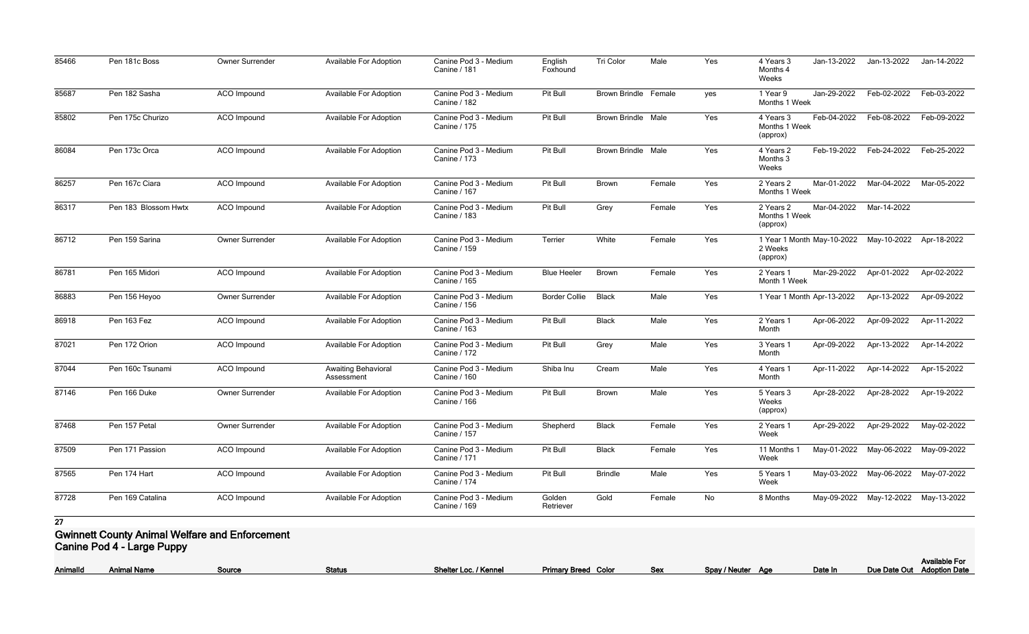| AnimalId | Animal Name | Source | Status | Shelter Loc. / Kennel | Primary Breed | Color | Sex | Spay / Neuter | Age | Date In | Due Date Out | Available For Adoption Date |
|---|---|---|---|---|---|---|---|---|---|---|---|---|
| 85466 | Pen 181c Boss | Owner Surrender | Available For Adoption | Canine Pod 3 - Medium Canine / 181 | English Foxhound | Tri Color | Male | Yes | 4 Years 3 Months 4 Weeks | Jan-13-2022 | Jan-13-2022 | Jan-14-2022 |
| 85687 | Pen 182 Sasha | ACO Impound | Available For Adoption | Canine Pod 3 - Medium Canine / 182 | Pit Bull | Brown Brindle | Female | yes | 1 Year 9 Months 1 Week | Jan-29-2022 | Feb-02-2022 | Feb-03-2022 |
| 85802 | Pen 175c Churizo | ACO Impound | Available For Adoption | Canine Pod 3 - Medium Canine / 175 | Pit Bull | Brown Brindle | Male | Yes | 4 Years 3 Months 1 Week (approx) | Feb-04-2022 | Feb-08-2022 | Feb-09-2022 |
| 86084 | Pen 173c Orca | ACO Impound | Available For Adoption | Canine Pod 3 - Medium Canine / 173 | Pit Bull | Brown Brindle | Male | Yes | 4 Years 2 Months 3 Weeks | Feb-19-2022 | Feb-24-2022 | Feb-25-2022 |
| 86257 | Pen 167c Ciara | ACO Impound | Available For Adoption | Canine Pod 3 - Medium Canine / 167 | Pit Bull | Brown | Female | Yes | 2 Years 2 Months 1 Week | Mar-01-2022 | Mar-04-2022 | Mar-05-2022 |
| 86317 | Pen 183 Blossom Hwtx | ACO Impound | Available For Adoption | Canine Pod 3 - Medium Canine / 183 | Pit Bull | Grey | Female | Yes | 2 Years 2 Months 1 Week (approx) | Mar-04-2022 | Mar-14-2022 | |
| 86712 | Pen 159 Sarina | Owner Surrender | Available For Adoption | Canine Pod 3 - Medium Canine / 159 | Terrier | White | Female | Yes | 1 Year 1 Month 2 Weeks (approx) | May-10-2022 | May-10-2022 | Apr-18-2022 |
| 86781 | Pen 165 Midori | ACO Impound | Available For Adoption | Canine Pod 3 - Medium Canine / 165 | Blue Heeler | Brown | Female | Yes | 2 Years 1 Month 1 Week | Mar-29-2022 | Apr-01-2022 | Apr-02-2022 |
| 86883 | Pen 156 Heyoo | Owner Surrender | Available For Adoption | Canine Pod 3 - Medium Canine / 156 | Border Collie | Black | Male | Yes | 1 Year 1 Month | Apr-13-2022 | Apr-13-2022 | Apr-09-2022 |
| 86918 | Pen 163 Fez | ACO Impound | Available For Adoption | Canine Pod 3 - Medium Canine / 163 | Pit Bull | Black | Male | Yes | 2 Years 1 Month | Apr-06-2022 | Apr-09-2022 | Apr-11-2022 |
| 87021 | Pen 172 Orion | ACO Impound | Available For Adoption | Canine Pod 3 - Medium Canine / 172 | Pit Bull | Grey | Male | Yes | 3 Years 1 Month | Apr-09-2022 | Apr-13-2022 | Apr-14-2022 |
| 87044 | Pen 160c Tsunami | ACO Impound | Awaiting Behavioral Assessment | Canine Pod 3 - Medium Canine / 160 | Shiba Inu | Cream | Male | Yes | 4 Years 1 Month | Apr-11-2022 | Apr-14-2022 | Apr-15-2022 |
| 87146 | Pen 166 Duke | Owner Surrender | Available For Adoption | Canine Pod 3 - Medium Canine / 166 | Pit Bull | Brown | Male | Yes | 5 Years 3 Weeks (approx) | Apr-28-2022 | Apr-28-2022 | Apr-19-2022 |
| 87468 | Pen 157 Petal | Owner Surrender | Available For Adoption | Canine Pod 3 - Medium Canine / 157 | Shepherd | Black | Female | Yes | 2 Years 1 Week | Apr-29-2022 | Apr-29-2022 | May-02-2022 |
| 87509 | Pen 171 Passion | ACO Impound | Available For Adoption | Canine Pod 3 - Medium Canine / 171 | Pit Bull | Black | Female | Yes | 11 Months 1 Week | May-01-2022 | May-06-2022 | May-09-2022 |
| 87565 | Pen 174 Hart | ACO Impound | Available For Adoption | Canine Pod 3 - Medium Canine / 174 | Pit Bull | Brindle | Male | Yes | 5 Years 1 Week | May-03-2022 | May-06-2022 | May-07-2022 |
| 87728 | Pen 169 Catalina | ACO Impound | Available For Adoption | Canine Pod 3 - Medium Canine / 169 | Golden Retriever | Gold | Female | No | 8 Months | May-09-2022 | May-12-2022 | May-13-2022 |

**27**

## Gwinnett County Animal Welfare and Enforcement
### Canine Pod 4 - Large Puppy

| AnimalId | Animal Name | Source | Status | Shelter Loc. / Kennel | Primary Breed | Color | Sex | Spay / Neuter | Age | Date In | Due Date Out | Available For Adoption Date |
|---|---|---|---|---|---|---|---|---|---|---|---|---|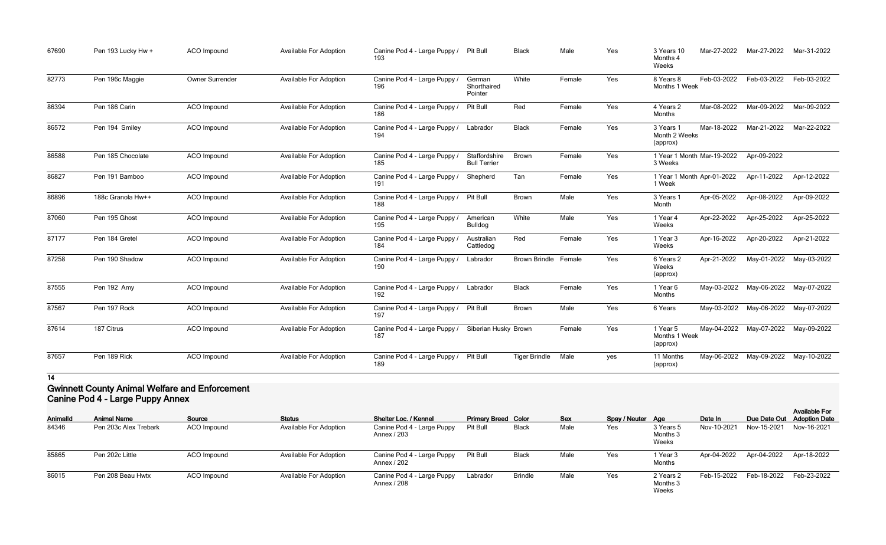| AnimalId | Animal Name | Source | Status | Shelter Loc. / Kennel | Primary Breed | Color | Sex | Spay / Neuter | Age | Date In | Due Date Out | Available For Adoption Date |
|---|---|---|---|---|---|---|---|---|---|---|---|---|
| 67690 | Pen 193 Lucky Hw + | ACO Impound | Available For Adoption | Canine Pod 4 - Large Puppy / 193 | Pit Bull | Black | Male | Yes | 3 Years 10 Months 4 Weeks | Mar-27-2022 | Mar-27-2022 | Mar-31-2022 |
| 82773 | Pen 196c Maggie | Owner Surrender | Available For Adoption | Canine Pod 4 - Large Puppy / 196 | German Shorthaired Pointer | White | Female | Yes | 8 Years 8 Months 1 Week | Feb-03-2022 | Feb-03-2022 | Feb-03-2022 |
| 86394 | Pen 186 Carin | ACO Impound | Available For Adoption | Canine Pod 4 - Large Puppy / 186 | Pit Bull | Red | Female | Yes | 4 Years 2 Months | Mar-08-2022 | Mar-09-2022 | Mar-09-2022 |
| 86572 | Pen 194 Smiley | ACO Impound | Available For Adoption | Canine Pod 4 - Large Puppy / 194 | Labrador | Black | Female | Yes | 3 Years 1 Month 2 Weeks (approx) | Mar-18-2022 | Mar-21-2022 | Mar-22-2022 |
| 86588 | Pen 185 Chocolate | ACO Impound | Available For Adoption | Canine Pod 4 - Large Puppy / 185 | Staffordshire Bull Terrier | Brown | Female | Yes | 1 Year 1 Month 3 Weeks | Mar-19-2022 | Apr-09-2022 | |
| 86827 | Pen 191 Bamboo | ACO Impound | Available For Adoption | Canine Pod 4 - Large Puppy / 191 | Shepherd | Tan | Female | Yes | 1 Year 1 Month 1 Week | Apr-01-2022 | Apr-11-2022 | Apr-12-2022 |
| 86896 | 188c Granola Hw++ | ACO Impound | Available For Adoption | Canine Pod 4 - Large Puppy / 188 | Pit Bull | Brown | Male | Yes | 3 Years 1 Month | Apr-05-2022 | Apr-08-2022 | Apr-09-2022 |
| 87060 | Pen 195 Ghost | ACO Impound | Available For Adoption | Canine Pod 4 - Large Puppy / 195 | American Bulldog | White | Male | Yes | 1 Year 4 Weeks | Apr-22-2022 | Apr-25-2022 | Apr-25-2022 |
| 87177 | Pen 184 Gretel | ACO Impound | Available For Adoption | Canine Pod 4 - Large Puppy / 184 | Australian Cattledog | Red | Female | Yes | 1 Year 3 Weeks | Apr-16-2022 | Apr-20-2022 | Apr-21-2022 |
| 87258 | Pen 190 Shadow | ACO Impound | Available For Adoption | Canine Pod 4 - Large Puppy / 190 | Labrador | Brown Brindle | Female | Yes | 6 Years 2 Weeks (approx) | Apr-21-2022 | May-01-2022 | May-03-2022 |
| 87555 | Pen 192 Amy | ACO Impound | Available For Adoption | Canine Pod 4 - Large Puppy / 192 | Labrador | Black | Female | Yes | 1 Year 6 Months | May-03-2022 | May-06-2022 | May-07-2022 |
| 87567 | Pen 197 Rock | ACO Impound | Available For Adoption | Canine Pod 4 - Large Puppy / 197 | Pit Bull | Brown | Male | Yes | 6 Years | May-03-2022 | May-06-2022 | May-07-2022 |
| 87614 | 187 Citrus | ACO Impound | Available For Adoption | Canine Pod 4 - Large Puppy / 187 | Siberian Husky | Brown | Female | Yes | 1 Year 5 Months 1 Week (approx) | May-04-2022 | May-07-2022 | May-09-2022 |
| 87657 | Pen 189 Rick | ACO Impound | Available For Adoption | Canine Pod 4 - Large Puppy / 189 | Pit Bull | Tiger Brindle | Male | yes | 11 Months (approx) | May-06-2022 | May-09-2022 | May-10-2022 |

**14**

## Gwinnett County Animal Welfare and Enforcement
## Canine Pod 4 - Large Puppy Annex

| AnimalId | Animal Name | Source | Status | Shelter Loc. / Kennel | Primary Breed | Color | Sex | Spay / Neuter | Age | Date In | Due Date Out | Available For Adoption Date |
|---|---|---|---|---|---|---|---|---|---|---|---|---|
| 84346 | Pen 203c Alex Trebark | ACO Impound | Available For Adoption | Canine Pod 4 - Large Puppy Annex / 203 | Pit Bull | Black | Male | Yes | 3 Years 5 Months 3 Weeks | Nov-10-2021 | Nov-15-2021 | Nov-16-2021 |
| 85865 | Pen 202c Little | ACO Impound | Available For Adoption | Canine Pod 4 - Large Puppy Annex / 202 | Pit Bull | Black | Male | Yes | 1 Year 3 Months | Apr-04-2022 | Apr-04-2022 | Apr-18-2022 |
| 86015 | Pen 208 Beau Hwtx | ACO Impound | Available For Adoption | Canine Pod 4 - Large Puppy Annex / 208 | Labrador | Brindle | Male | Yes | 2 Years 2 Months 3 Weeks | Feb-15-2022 | Feb-18-2022 | Feb-23-2022 |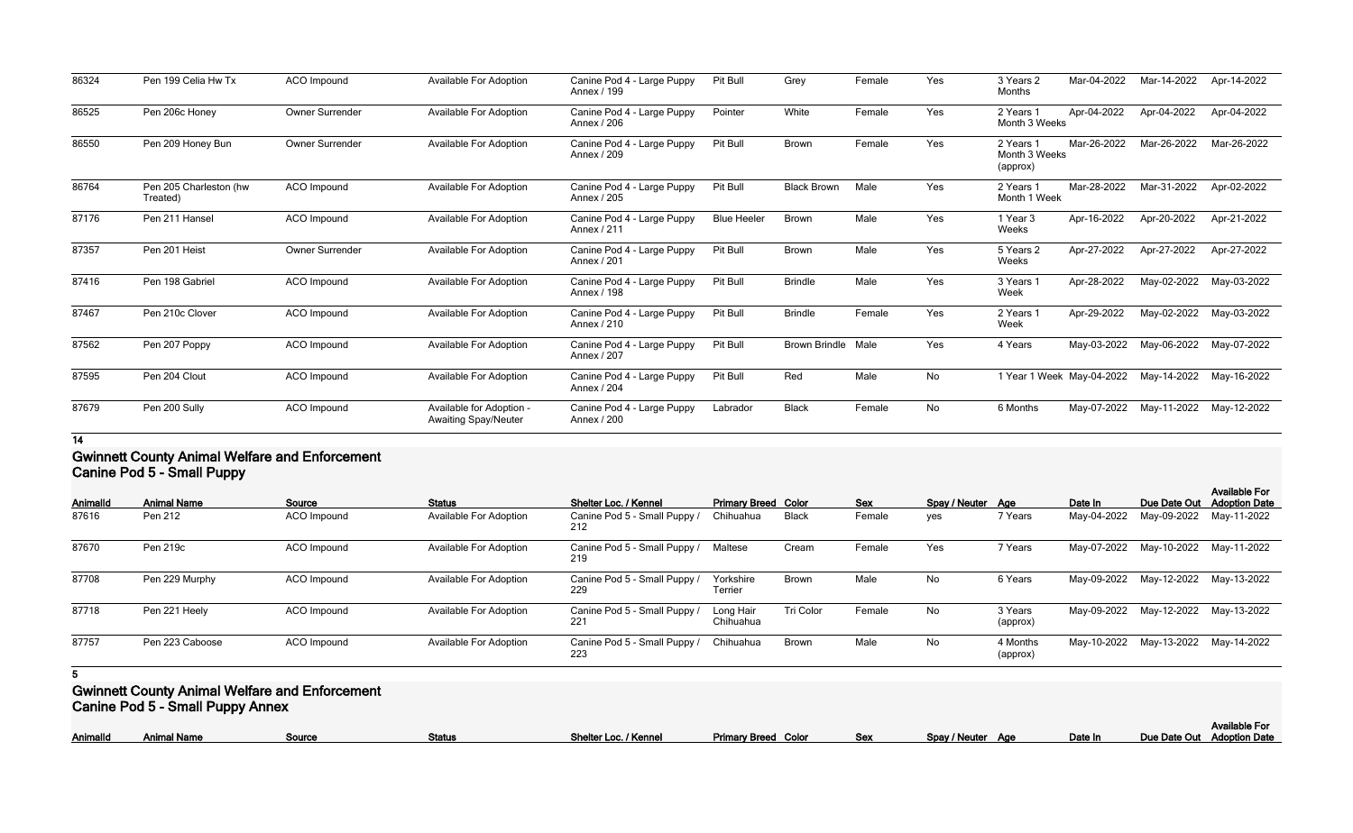| AnimalId | Animal Name | Source | Status | Shelter Loc. / Kennel | Primary Breed | Color | Sex | Spay / Neuter | Age | Date In | Due Date Out | Available For Adoption Date |
|---|---|---|---|---|---|---|---|---|---|---|---|---|
| 86324 | Pen 199 Celia Hw Tx | ACO Impound | Available For Adoption | Canine Pod 4 - Large Puppy Annex / 199 | Pit Bull | Grey | Female | Yes | 3 Years 2 Months | Mar-04-2022 | Mar-14-2022 | Apr-14-2022 |
| 86525 | Pen 206c Honey | Owner Surrender | Available For Adoption | Canine Pod 4 - Large Puppy Annex / 206 | Pointer | White | Female | Yes | 2 Years 1 Month 3 Weeks | Apr-04-2022 | Apr-04-2022 | Apr-04-2022 |
| 86550 | Pen 209 Honey Bun | Owner Surrender | Available For Adoption | Canine Pod 4 - Large Puppy Annex / 209 | Pit Bull | Brown | Female | Yes | 2 Years 1 Month 3 Weeks (approx) | Mar-26-2022 | Mar-26-2022 | Mar-26-2022 |
| 86764 | Pen 205 Charleston (hw Treated) | ACO Impound | Available For Adoption | Canine Pod 4 - Large Puppy Annex / 205 | Pit Bull | Black Brown | Male | Yes | 2 Years 1 Month 1 Week | Mar-28-2022 | Mar-31-2022 | Apr-02-2022 |
| 87176 | Pen 211 Hansel | ACO Impound | Available For Adoption | Canine Pod 4 - Large Puppy Annex / 211 | Blue Heeler | Brown | Male | Yes | 1 Year 3 Weeks | Apr-16-2022 | Apr-20-2022 | Apr-21-2022 |
| 87357 | Pen 201 Heist | Owner Surrender | Available For Adoption | Canine Pod 4 - Large Puppy Annex / 201 | Pit Bull | Brown | Male | Yes | 5 Years 2 Weeks | Apr-27-2022 | Apr-27-2022 | Apr-27-2022 |
| 87416 | Pen 198 Gabriel | ACO Impound | Available For Adoption | Canine Pod 4 - Large Puppy Annex / 198 | Pit Bull | Brindle | Male | Yes | 3 Years 1 Week | Apr-28-2022 | May-02-2022 | May-03-2022 |
| 87467 | Pen 210c Clover | ACO Impound | Available For Adoption | Canine Pod 4 - Large Puppy Annex / 210 | Pit Bull | Brindle | Female | Yes | 2 Years 1 Week | Apr-29-2022 | May-02-2022 | May-03-2022 |
| 87562 | Pen 207 Poppy | ACO Impound | Available For Adoption | Canine Pod 4 - Large Puppy Annex / 207 | Pit Bull | Brown Brindle | Male | Yes | 4 Years | May-03-2022 | May-06-2022 | May-07-2022 |
| 87595 | Pen 204 Clout | ACO Impound | Available For Adoption | Canine Pod 4 - Large Puppy Annex / 204 | Pit Bull | Red | Male | No | 1 Year 1 Week | May-04-2022 | May-14-2022 | May-16-2022 |
| 87679 | Pen 200 Sully | ACO Impound | Available for Adoption - Awaiting Spay/Neuter | Canine Pod 4 - Large Puppy Annex / 200 | Labrador | Black | Female | No | 6 Months | May-07-2022 | May-11-2022 | May-12-2022 |

**14**

## Gwinnett County Animal Welfare and Enforcement
### Canine Pod 5 - Small Puppy

| AnimalId | Animal Name | Source | Status | Shelter Loc. / Kennel | Primary Breed | Color | Sex | Spay / Neuter | Age | Date In | Due Date Out | Available For Adoption Date |
|---|---|---|---|---|---|---|---|---|---|---|---|---|
| 87616 | Pen 212 | ACO Impound | Available For Adoption | Canine Pod 5 - Small Puppy / 212 | Chihuahua | Black | Female | yes | 7 Years | May-04-2022 | May-09-2022 | May-11-2022 |
| 87670 | Pen 219c | ACO Impound | Available For Adoption | Canine Pod 5 - Small Puppy / 219 | Maltese | Cream | Female | Yes | 7 Years | May-07-2022 | May-10-2022 | May-11-2022 |
| 87708 | Pen 229 Murphy | ACO Impound | Available For Adoption | Canine Pod 5 - Small Puppy / 229 | Yorkshire Terrier | Brown | Male | No | 6 Years | May-09-2022 | May-12-2022 | May-13-2022 |
| 87718 | Pen 221 Heely | ACO Impound | Available For Adoption | Canine Pod 5 - Small Puppy / 221 | Long Hair Chihuahua | Tri Color | Female | No | 3 Years (approx) | May-09-2022 | May-12-2022 | May-13-2022 |
| 87757 | Pen 223 Caboose | ACO Impound | Available For Adoption | Canine Pod 5 - Small Puppy / 223 | Chihuahua | Brown | Male | No | 4 Months (approx) | May-10-2022 | May-13-2022 | May-14-2022 |

**5**

## Gwinnett County Animal Welfare and Enforcement
### Canine Pod 5 - Small Puppy Annex

| AnimalId | Animal Name | Source | Status | Shelter Loc. / Kennel | Primary Breed | Color | Sex | Spay / Neuter | Age | Date In | Due Date Out | Available For Adoption Date |
|---|---|---|---|---|---|---|---|---|---|---|---|---|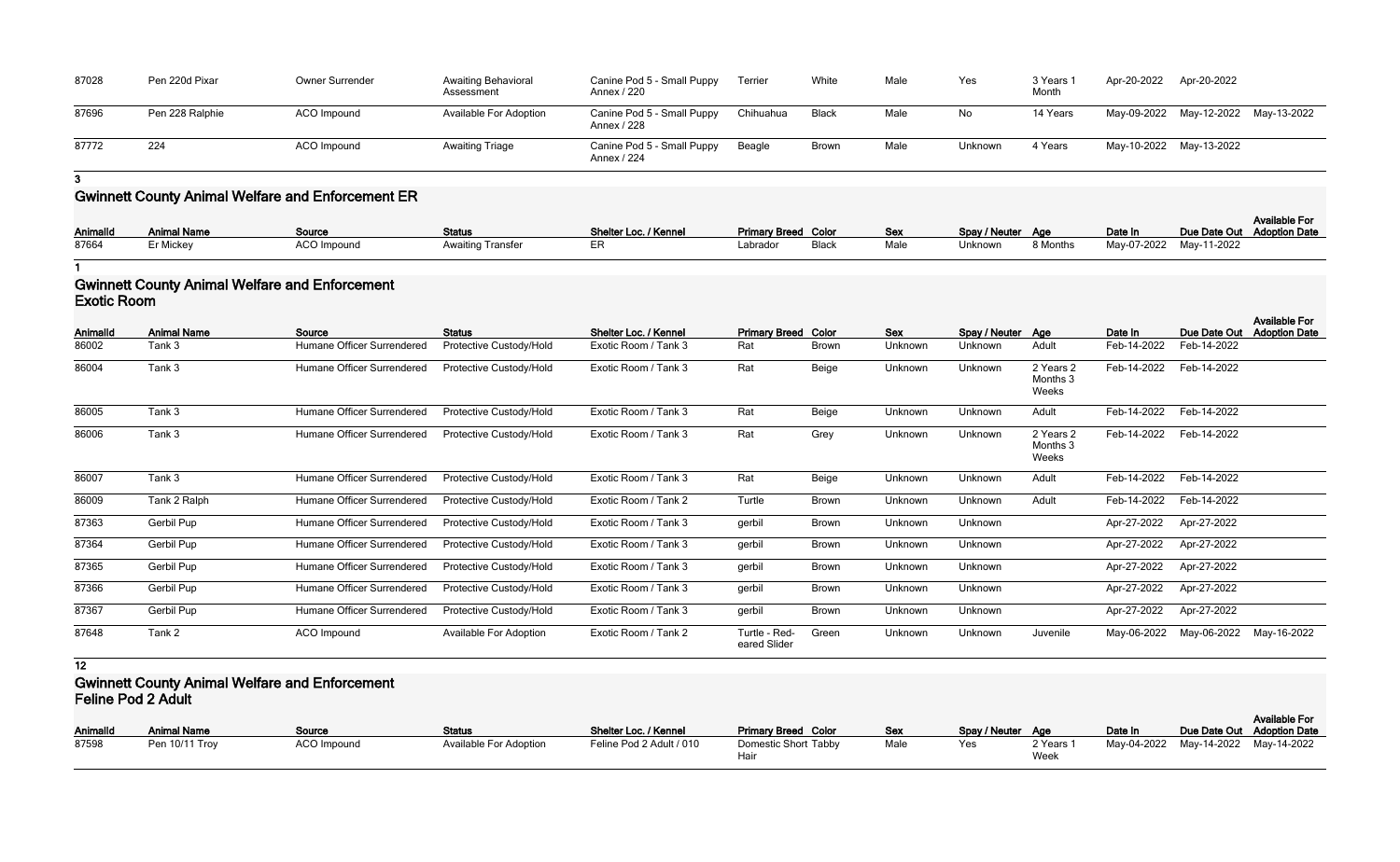| AnimalId | Animal Name | Source | Status | Shelter Loc. / Kennel | Primary Breed | Color | Sex | Spay / Neuter | Age | Date In | Due Date Out | Available For Adoption Date |
|---|---|---|---|---|---|---|---|---|---|---|---|---|
| 87028 | Pen 220d Pixar | Owner Surrender | Awaiting Behavioral Assessment | Canine Pod 5 - Small Puppy Annex / 220 | Terrier | White | Male | Yes | 3 Years 1 Month | Apr-20-2022 | Apr-20-2022 | |
| 87696 | Pen 228 Ralphie | ACO Impound | Available For Adoption | Canine Pod 5 - Small Puppy Annex / 228 | Chihuahua | Black | Male | No | 14 Years | May-09-2022 | May-12-2022 | May-13-2022 |
| 87772 | 224 | ACO Impound | Awaiting Triage | Canine Pod 5 - Small Puppy Annex / 224 | Beagle | Brown | Male | Unknown | 4 Years | May-10-2022 | May-13-2022 | |

**3**

## Gwinnett County Animal Welfare and Enforcement ER

| AnimalId | Animal Name | Source | Status | Shelter Loc. / Kennel | Primary Breed | Color | Sex | Spay / Neuter | Age | Date In | Due Date Out | Available For Adoption Date |
|---|---|---|---|---|---|---|---|---|---|---|---|---|
| 87664 | Er Mickey | ACO Impound | Awaiting Transfer | ER | Labrador | Black | Male | Unknown | 8 Months | May-07-2022 | May-11-2022 | |

**1**

## Gwinnett County Animal Welfare and Enforcement Exotic Room

| AnimalId | Animal Name | Source | Status | Shelter Loc. / Kennel | Primary Breed | Color | Sex | Spay / Neuter | Age | Date In | Due Date Out | Available For Adoption Date |
|---|---|---|---|---|---|---|---|---|---|---|---|---|
| 86002 | Tank 3 | Humane Officer Surrendered | Protective Custody/Hold | Exotic Room / Tank 3 | Rat | Brown | Unknown | Unknown | Adult | Feb-14-2022 | Feb-14-2022 | |
| 86004 | Tank 3 | Humane Officer Surrendered | Protective Custody/Hold | Exotic Room / Tank 3 | Rat | Beige | Unknown | Unknown | 2 Years 2 Months 3 Weeks | Feb-14-2022 | Feb-14-2022 | |
| 86005 | Tank 3 | Humane Officer Surrendered | Protective Custody/Hold | Exotic Room / Tank 3 | Rat | Beige | Unknown | Unknown | Adult | Feb-14-2022 | Feb-14-2022 | |
| 86006 | Tank 3 | Humane Officer Surrendered | Protective Custody/Hold | Exotic Room / Tank 3 | Rat | Grey | Unknown | Unknown | 2 Years 2 Months 3 Weeks | Feb-14-2022 | Feb-14-2022 | |
| 86007 | Tank 3 | Humane Officer Surrendered | Protective Custody/Hold | Exotic Room / Tank 3 | Rat | Beige | Unknown | Unknown | Adult | Feb-14-2022 | Feb-14-2022 | |
| 86009 | Tank 2 Ralph | Humane Officer Surrendered | Protective Custody/Hold | Exotic Room / Tank 2 | Turtle | Brown | Unknown | Unknown | Adult | Feb-14-2022 | Feb-14-2022 | |
| 87363 | Gerbil Pup | Humane Officer Surrendered | Protective Custody/Hold | Exotic Room / Tank 3 | gerbil | Brown | Unknown | Unknown | | Apr-27-2022 | Apr-27-2022 | |
| 87364 | Gerbil Pup | Humane Officer Surrendered | Protective Custody/Hold | Exotic Room / Tank 3 | gerbil | Brown | Unknown | Unknown | | Apr-27-2022 | Apr-27-2022 | |
| 87365 | Gerbil Pup | Humane Officer Surrendered | Protective Custody/Hold | Exotic Room / Tank 3 | gerbil | Brown | Unknown | Unknown | | Apr-27-2022 | Apr-27-2022 | |
| 87366 | Gerbil Pup | Humane Officer Surrendered | Protective Custody/Hold | Exotic Room / Tank 3 | gerbil | Brown | Unknown | Unknown | | Apr-27-2022 | Apr-27-2022 | |
| 87367 | Gerbil Pup | Humane Officer Surrendered | Protective Custody/Hold | Exotic Room / Tank 3 | gerbil | Brown | Unknown | Unknown | | Apr-27-2022 | Apr-27-2022 | |
| 87648 | Tank 2 | ACO Impound | Available For Adoption | Exotic Room / Tank 2 | Turtle - Red-eared Slider | Green | Unknown | Unknown | Juvenile | May-06-2022 | May-06-2022 | May-16-2022 |

**12**

## Gwinnett County Animal Welfare and Enforcement Feline Pod 2 Adult

| AnimalId | Animal Name | Source | Status | Shelter Loc. / Kennel | Primary Breed | Color | Sex | Spay / Neuter | Age | Date In | Due Date Out | Available For Adoption Date |
|---|---|---|---|---|---|---|---|---|---|---|---|---|
| 87598 | Pen 10/11 Troy | ACO Impound | Available For Adoption | Feline Pod 2 Adult / 010 | Domestic Short Hair | Tabby | Male | Yes | 2 Years 1 Week | May-04-2022 | May-14-2022 | May-14-2022 |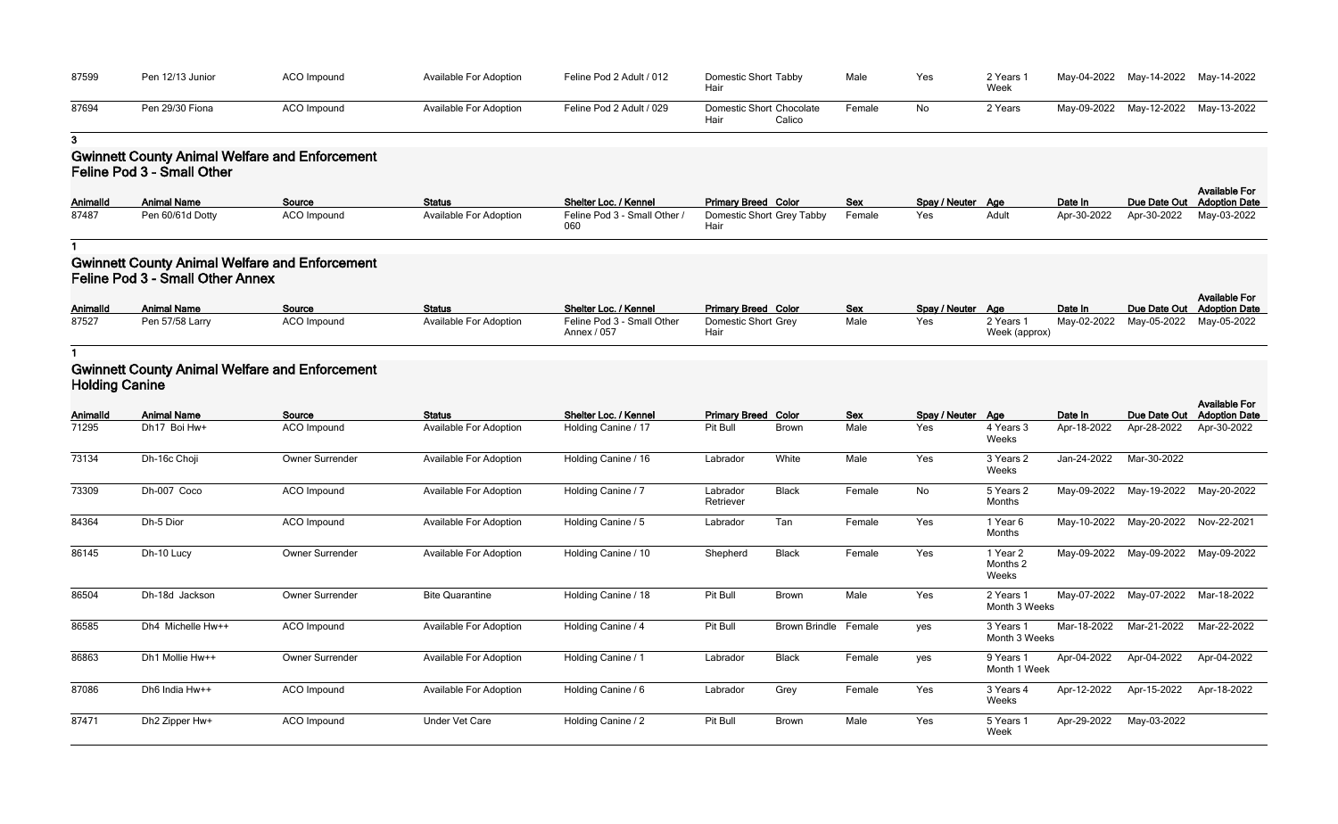| 87599 | Pen 12/13 Junior | ACO Impound | Available For Adoption | Feline Pod 2 Adult / 012 | Domestic Short Hair | Tabby | Male | Yes | 2 Years 1 Week | May-04-2022 | May-14-2022 | May-14-2022 |
|---|---|---|---|---|---|---|---|---|---|---|---|---|
| 87694 | Pen 29/30 Fiona | ACO Impound | Available For Adoption | Feline Pod 2 Adult / 029 | Domestic Short Hair | Chocolate Calico | Female | No | 2 Years | May-09-2022 | May-12-2022 | May-13-2022 |

**3**

## Gwinnett County Animal Welfare and Enforcement
### Feline Pod 3 - Small Other

| AnimalId | Animal Name | Source | Status | Shelter Loc. / Kennel | Primary Breed | Color | Sex | Spay / Neuter | Age | Date In | Due Date Out | Available For Adoption Date |
|---|---|---|---|---|---|---|---|---|---|---|---|---|
| 87487 | Pen 60/61d Dotty | ACO Impound | Available For Adoption | Feline Pod 3 - Small Other / 060 | Domestic Short Hair | Grey Tabby | Female | Yes | Adult | Apr-30-2022 | Apr-30-2022 | May-03-2022 |

**1**

## Gwinnett County Animal Welfare and Enforcement
### Feline Pod 3 - Small Other Annex

| AnimalId | Animal Name | Source | Status | Shelter Loc. / Kennel | Primary Breed | Color | Sex | Spay / Neuter | Age | Date In | Due Date Out | Available For Adoption Date |
|---|---|---|---|---|---|---|---|---|---|---|---|---|
| 87527 | Pen 57/58 Larry | ACO Impound | Available For Adoption | Feline Pod 3 - Small Other Annex / 057 | Domestic Short Hair | Grey | Male | Yes | 2 Years 1 Week (approx) | May-02-2022 | May-05-2022 | May-05-2022 |

**1**

## Gwinnett County Animal Welfare and Enforcement
### Holding Canine

| AnimalId | Animal Name | Source | Status | Shelter Loc. / Kennel | Primary Breed | Color | Sex | Spay / Neuter | Age | Date In | Due Date Out | Available For Adoption Date |
|---|---|---|---|---|---|---|---|---|---|---|---|---|
| 71295 | Dh17 Boi Hw+ | ACO Impound | Available For Adoption | Holding Canine / 17 | Pit Bull | Brown | Male | Yes | 4 Years 3 Weeks | Apr-18-2022 | Apr-28-2022 | Apr-30-2022 |
| 73134 | Dh-16c Choji | Owner Surrender | Available For Adoption | Holding Canine / 16 | Labrador | White | Male | Yes | 3 Years 2 Weeks | Jan-24-2022 | Mar-30-2022 | |
| 73309 | Dh-007 Coco | ACO Impound | Available For Adoption | Holding Canine / 7 | Labrador Retriever | Black | Female | No | 5 Years 2 Months | May-09-2022 | May-19-2022 | May-20-2022 |
| 84364 | Dh-5 Dior | ACO Impound | Available For Adoption | Holding Canine / 5 | Labrador | Tan | Female | Yes | 1 Year 6 Months | May-10-2022 | May-20-2022 | Nov-22-2021 |
| 86145 | Dh-10 Lucy | Owner Surrender | Available For Adoption | Holding Canine / 10 | Shepherd | Black | Female | Yes | 1 Year 2 Months 2 Weeks | May-09-2022 | May-09-2022 | May-09-2022 |
| 86504 | Dh-18d Jackson | Owner Surrender | Bite Quarantine | Holding Canine / 18 | Pit Bull | Brown | Male | Yes | 2 Years 1 Month 3 Weeks | May-07-2022 | May-07-2022 | Mar-18-2022 |
| 86585 | Dh4 Michelle Hw++ | ACO Impound | Available For Adoption | Holding Canine / 4 | Pit Bull | Brown Brindle | Female | yes | 3 Years 1 Month 3 Weeks | Mar-18-2022 | Mar-21-2022 | Mar-22-2022 |
| 86863 | Dh1 Mollie Hw++ | Owner Surrender | Available For Adoption | Holding Canine / 1 | Labrador | Black | Female | yes | 9 Years 1 Month 1 Week | Apr-04-2022 | Apr-04-2022 | Apr-04-2022 |
| 87086 | Dh6 India Hw++ | ACO Impound | Available For Adoption | Holding Canine / 6 | Labrador | Grey | Female | Yes | 3 Years 4 Weeks | Apr-12-2022 | Apr-15-2022 | Apr-18-2022 |
| 87471 | Dh2 Zipper Hw+ | ACO Impound | Under Vet Care | Holding Canine / 2 | Pit Bull | Brown | Male | Yes | 5 Years 1 Week | Apr-29-2022 | May-03-2022 | |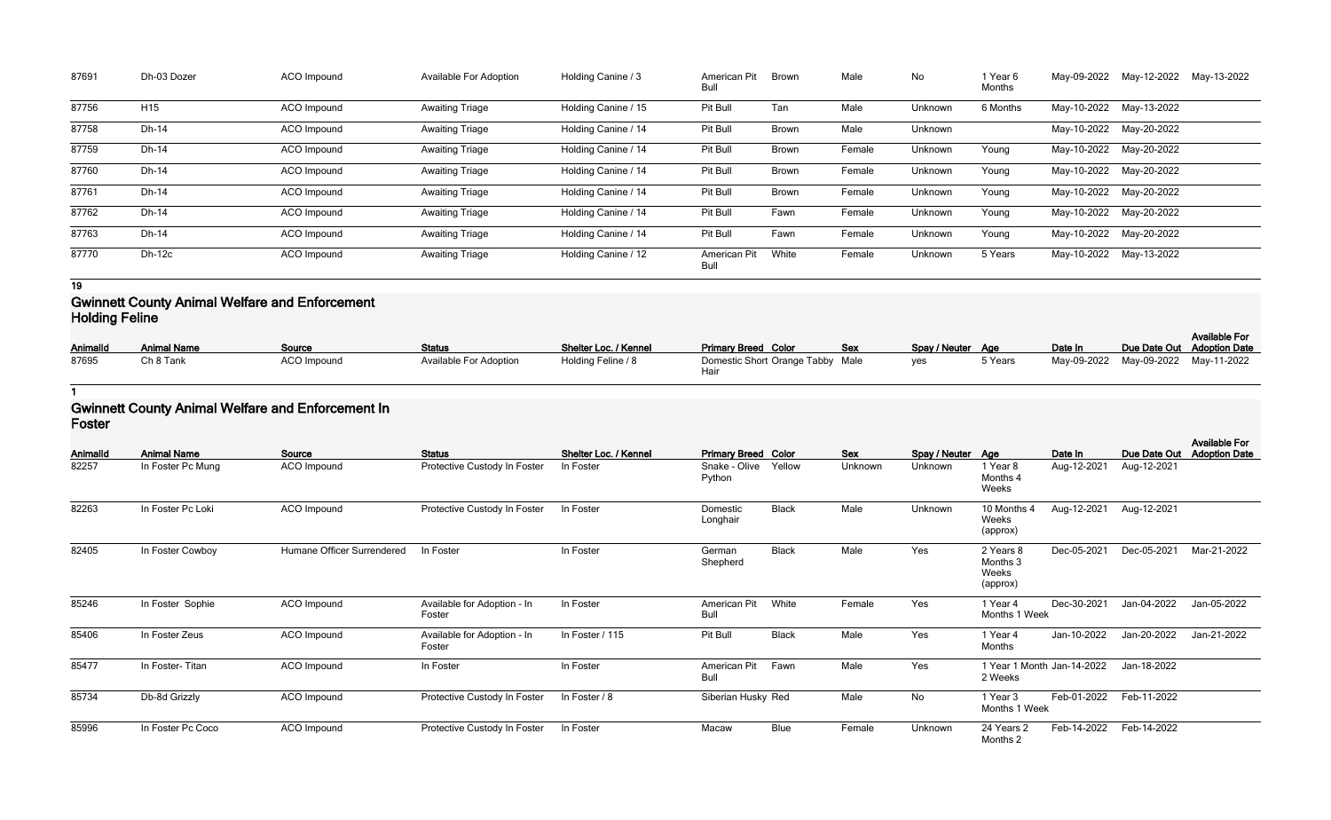| | | | | | | | | | | | | |
|---|---|---|---|---|---|---|---|---|---|---|---|---|
| 87691 | Dh-03 Dozer | ACO Impound | Available For Adoption | Holding Canine / 3 | American Pit Bull | Brown | Male | No | 1 Year 6 Months | May-09-2022 | May-12-2022 | May-13-2022 |
| 87756 | H15 | ACO Impound | Awaiting Triage | Holding Canine / 15 | Pit Bull | Tan | Male | Unknown | 6 Months | May-10-2022 | May-13-2022 | |
| 87758 | Dh-14 | ACO Impound | Awaiting Triage | Holding Canine / 14 | Pit Bull | Brown | Male | Unknown | | May-10-2022 | May-20-2022 | |
| 87759 | Dh-14 | ACO Impound | Awaiting Triage | Holding Canine / 14 | Pit Bull | Brown | Female | Unknown | Young | May-10-2022 | May-20-2022 | |
| 87760 | Dh-14 | ACO Impound | Awaiting Triage | Holding Canine / 14 | Pit Bull | Brown | Female | Unknown | Young | May-10-2022 | May-20-2022 | |
| 87761 | Dh-14 | ACO Impound | Awaiting Triage | Holding Canine / 14 | Pit Bull | Brown | Female | Unknown | Young | May-10-2022 | May-20-2022 | |
| 87762 | Dh-14 | ACO Impound | Awaiting Triage | Holding Canine / 14 | Pit Bull | Fawn | Female | Unknown | Young | May-10-2022 | May-20-2022 | |
| 87763 | Dh-14 | ACO Impound | Awaiting Triage | Holding Canine / 14 | Pit Bull | Fawn | Female | Unknown | Young | May-10-2022 | May-20-2022 | |
| 87770 | Dh-12c | ACO Impound | Awaiting Triage | Holding Canine / 12 | American Pit Bull | White | Female | Unknown | 5 Years | May-10-2022 | May-13-2022 | |

**19**

## Gwinnett County Animal Welfare and Enforcement Holding Feline

| AnimalId | Animal Name | Source | Status | Shelter Loc. / Kennel | Primary Breed | Color | Sex | Spay / Neuter | Age | Date In | Due Date Out | Available For Adoption Date |
|---|---|---|---|---|---|---|---|---|---|---|---|---|
| 87695 | Ch 8 Tank | ACO Impound | Available For Adoption | Holding Feline / 8 | Domestic Short Hair | Orange Tabby | Male | yes | 5 Years | May-09-2022 | May-09-2022 | May-11-2022 |

**1**

## Gwinnett County Animal Welfare and Enforcement In Foster

| AnimalId | Animal Name | Source | Status | Shelter Loc. / Kennel | Primary Breed | Color | Sex | Spay / Neuter | Age | Date In | Due Date Out | Available For Adoption Date |
|---|---|---|---|---|---|---|---|---|---|---|---|---|
| 82257 | In Foster Pc Mung | ACO Impound | Protective Custody In Foster | In Foster | Snake - Olive Python | Yellow | Unknown | Unknown | 1 Year 8 Months 4 Weeks | Aug-12-2021 | Aug-12-2021 | |
| 82263 | In Foster Pc Loki | ACO Impound | Protective Custody In Foster | In Foster | Domestic Longhair | Black | Male | Unknown | 10 Months 4 Weeks (approx) | Aug-12-2021 | Aug-12-2021 | |
| 82405 | In Foster Cowboy | Humane Officer Surrendered | In Foster | In Foster | German Shepherd | Black | Male | Yes | 2 Years 8 Months 3 Weeks (approx) | Dec-05-2021 | Dec-05-2021 | Mar-21-2022 |
| 85246 | In Foster Sophie | ACO Impound | Available for Adoption - In Foster | In Foster | American Pit Bull | White | Female | Yes | 1 Year 4 Months 1 Week | Dec-30-2021 | Jan-04-2022 | Jan-05-2022 |
| 85406 | In Foster Zeus | ACO Impound | Available for Adoption - In Foster | In Foster / 115 | Pit Bull | Black | Male | Yes | 1 Year 4 Months | Jan-10-2022 | Jan-20-2022 | Jan-21-2022 |
| 85477 | In Foster- Titan | ACO Impound | In Foster | In Foster | American Pit Bull | Fawn | Male | Yes | 1 Year 1 Month 2 Weeks | Jan-14-2022 | Jan-18-2022 | |
| 85734 | Db-8d Grizzly | ACO Impound | Protective Custody In Foster | In Foster / 8 | Siberian Husky | Red | Male | No | 1 Year 3 Months 1 Week | Feb-01-2022 | Feb-11-2022 | |
| 85996 | In Foster Pc Coco | ACO Impound | Protective Custody In Foster | In Foster | Macaw | Blue | Female | Unknown | 24 Years 2 Months 2 | Feb-14-2022 | Feb-14-2022 | |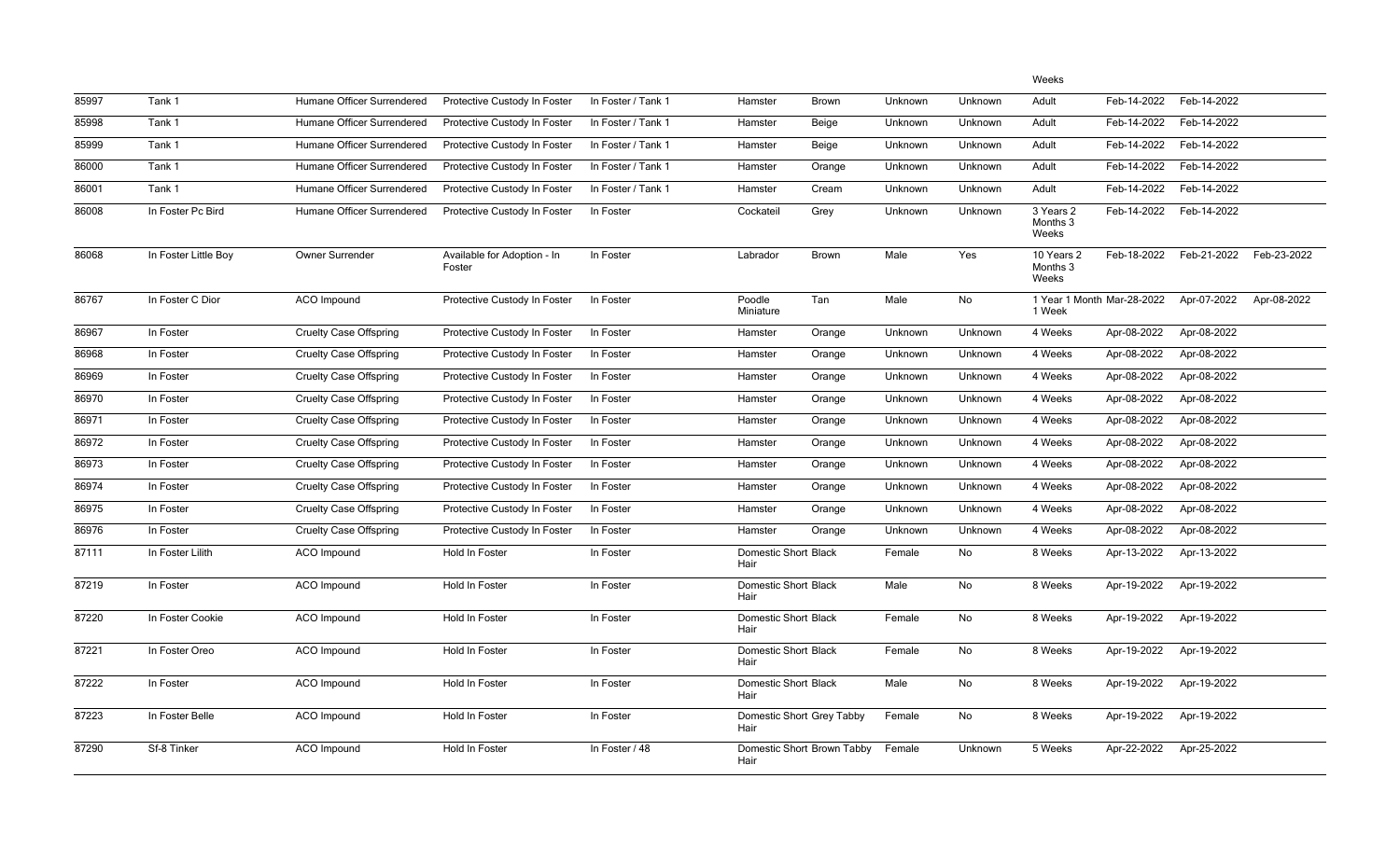| | | | | | | | | | Weeks | | | |
|---|---|---|---|---|---|---|---|---|---|---|---|---|
| 85997 | Tank 1 | Humane Officer Surrendered | Protective Custody In Foster | In Foster / Tank 1 | Hamster | Brown | Unknown | Unknown | Adult | Feb-14-2022 | Feb-14-2022 | |
| 85998 | Tank 1 | Humane Officer Surrendered | Protective Custody In Foster | In Foster / Tank 1 | Hamster | Beige | Unknown | Unknown | Adult | Feb-14-2022 | Feb-14-2022 | |
| 85999 | Tank 1 | Humane Officer Surrendered | Protective Custody In Foster | In Foster / Tank 1 | Hamster | Beige | Unknown | Unknown | Adult | Feb-14-2022 | Feb-14-2022 | |
| 86000 | Tank 1 | Humane Officer Surrendered | Protective Custody In Foster | In Foster / Tank 1 | Hamster | Orange | Unknown | Unknown | Adult | Feb-14-2022 | Feb-14-2022 | |
| 86001 | Tank 1 | Humane Officer Surrendered | Protective Custody In Foster | In Foster / Tank 1 | Hamster | Cream | Unknown | Unknown | Adult | Feb-14-2022 | Feb-14-2022 | |
| 86008 | In Foster Pc Bird | Humane Officer Surrendered | Protective Custody In Foster | In Foster | Cockateil | Grey | Unknown | Unknown | 3 Years 2 Months 3 Weeks | Feb-14-2022 | Feb-14-2022 | |
| 86068 | In Foster Little Boy | Owner Surrender | Available for Adoption - In Foster | In Foster | Labrador | Brown | Male | Yes | 10 Years 2 Months 3 Weeks | Feb-18-2022 | Feb-21-2022 | Feb-23-2022 |
| 86767 | In Foster C Dior | ACO Impound | Protective Custody In Foster | In Foster | Poodle Miniature | Tan | Male | No | 1 Year 1 Month 1 Week | Mar-28-2022 | Apr-07-2022 | Apr-08-2022 |
| 86967 | In Foster | Cruelty Case Offspring | Protective Custody In Foster | In Foster | Hamster | Orange | Unknown | Unknown | 4 Weeks | Apr-08-2022 | Apr-08-2022 | |
| 86968 | In Foster | Cruelty Case Offspring | Protective Custody In Foster | In Foster | Hamster | Orange | Unknown | Unknown | 4 Weeks | Apr-08-2022 | Apr-08-2022 | |
| 86969 | In Foster | Cruelty Case Offspring | Protective Custody In Foster | In Foster | Hamster | Orange | Unknown | Unknown | 4 Weeks | Apr-08-2022 | Apr-08-2022 | |
| 86970 | In Foster | Cruelty Case Offspring | Protective Custody In Foster | In Foster | Hamster | Orange | Unknown | Unknown | 4 Weeks | Apr-08-2022 | Apr-08-2022 | |
| 86971 | In Foster | Cruelty Case Offspring | Protective Custody In Foster | In Foster | Hamster | Orange | Unknown | Unknown | 4 Weeks | Apr-08-2022 | Apr-08-2022 | |
| 86972 | In Foster | Cruelty Case Offspring | Protective Custody In Foster | In Foster | Hamster | Orange | Unknown | Unknown | 4 Weeks | Apr-08-2022 | Apr-08-2022 | |
| 86973 | In Foster | Cruelty Case Offspring | Protective Custody In Foster | In Foster | Hamster | Orange | Unknown | Unknown | 4 Weeks | Apr-08-2022 | Apr-08-2022 | |
| 86974 | In Foster | Cruelty Case Offspring | Protective Custody In Foster | In Foster | Hamster | Orange | Unknown | Unknown | 4 Weeks | Apr-08-2022 | Apr-08-2022 | |
| 86975 | In Foster | Cruelty Case Offspring | Protective Custody In Foster | In Foster | Hamster | Orange | Unknown | Unknown | 4 Weeks | Apr-08-2022 | Apr-08-2022 | |
| 86976 | In Foster | Cruelty Case Offspring | Protective Custody In Foster | In Foster | Hamster | Orange | Unknown | Unknown | 4 Weeks | Apr-08-2022 | Apr-08-2022 | |
| 87111 | In Foster Lilith | ACO Impound | Hold In Foster | In Foster | Domestic Short Hair | Black | Female | No | 8 Weeks | Apr-13-2022 | Apr-13-2022 | |
| 87219 | In Foster | ACO Impound | Hold In Foster | In Foster | Domestic Short Hair | Black | Male | No | 8 Weeks | Apr-19-2022 | Apr-19-2022 | |
| 87220 | In Foster Cookie | ACO Impound | Hold In Foster | In Foster | Domestic Short Hair | Black | Female | No | 8 Weeks | Apr-19-2022 | Apr-19-2022 | |
| 87221 | In Foster Oreo | ACO Impound | Hold In Foster | In Foster | Domestic Short Hair | Black | Female | No | 8 Weeks | Apr-19-2022 | Apr-19-2022 | |
| 87222 | In Foster | ACO Impound | Hold In Foster | In Foster | Domestic Short Hair | Black | Male | No | 8 Weeks | Apr-19-2022 | Apr-19-2022 | |
| 87223 | In Foster Belle | ACO Impound | Hold In Foster | In Foster | Domestic Short Hair | Grey Tabby | Female | No | 8 Weeks | Apr-19-2022 | Apr-19-2022 | |
| 87290 | Sf-8 Tinker | ACO Impound | Hold In Foster | In Foster / 48 | Domestic Short Hair | Brown Tabby | Female | Unknown | 5 Weeks | Apr-22-2022 | Apr-25-2022 | |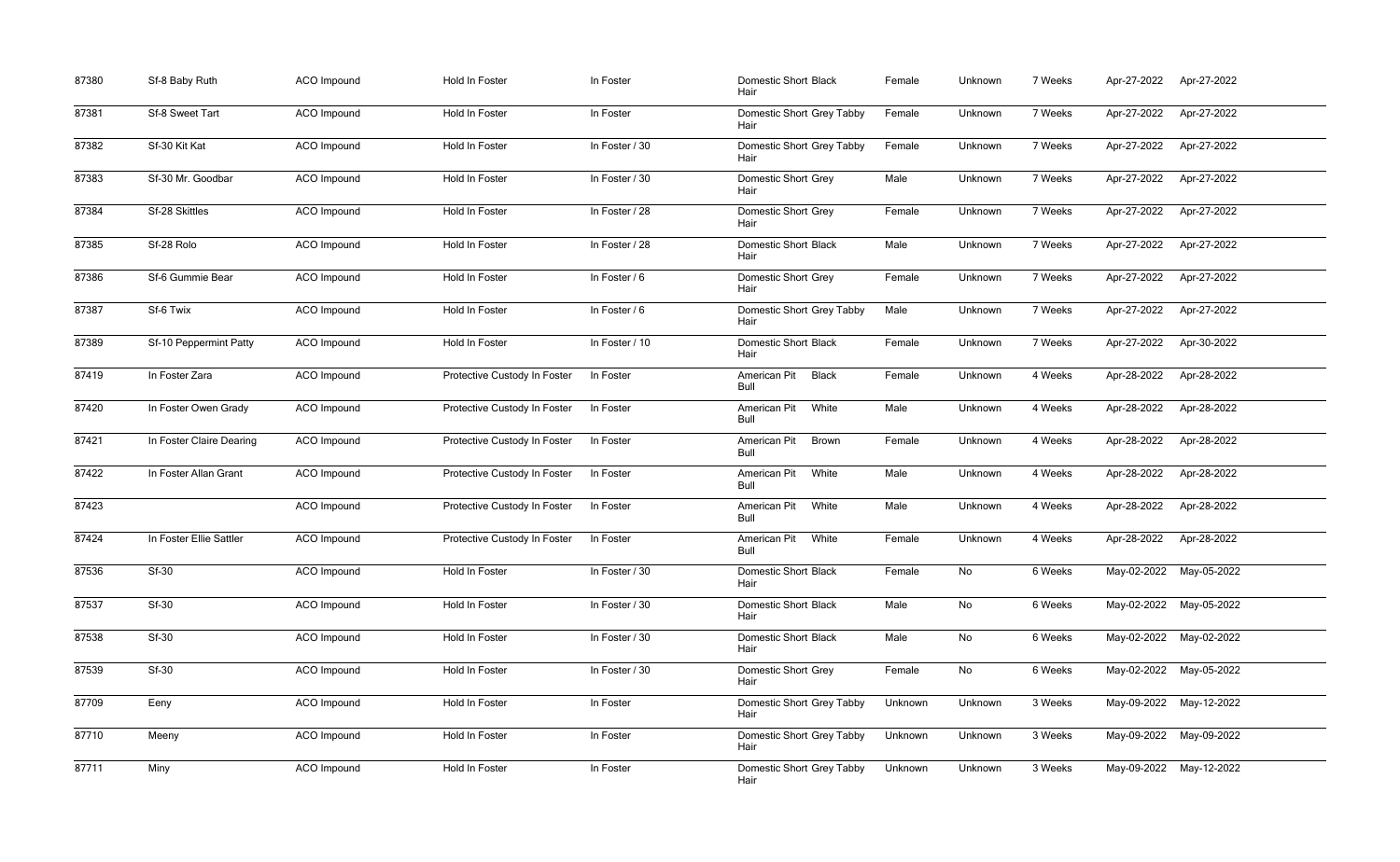| 87380 | Sf-8 Baby Ruth | ACO Impound | Hold In Foster | In Foster | Domestic Short Hair | Black | Female | Unknown | 7 Weeks | Apr-27-2022 | Apr-27-2022 |
|---|---|---|---|---|---|---|---|---|---|---|---|
| 87381 | Sf-8 Sweet Tart | ACO Impound | Hold In Foster | In Foster | Domestic Short Hair | Grey Tabby | Female | Unknown | 7 Weeks | Apr-27-2022 | Apr-27-2022 |
| 87382 | Sf-30 Kit Kat | ACO Impound | Hold In Foster | In Foster / 30 | Domestic Short Hair | Grey Tabby | Female | Unknown | 7 Weeks | Apr-27-2022 | Apr-27-2022 |
| 87383 | Sf-30 Mr. Goodbar | ACO Impound | Hold In Foster | In Foster / 30 | Domestic Short Hair | Grey | Male | Unknown | 7 Weeks | Apr-27-2022 | Apr-27-2022 |
| 87384 | Sf-28 Skittles | ACO Impound | Hold In Foster | In Foster / 28 | Domestic Short Hair | Grey | Female | Unknown | 7 Weeks | Apr-27-2022 | Apr-27-2022 |
| 87385 | Sf-28 Rolo | ACO Impound | Hold In Foster | In Foster / 28 | Domestic Short Hair | Black | Male | Unknown | 7 Weeks | Apr-27-2022 | Apr-27-2022 |
| 87386 | Sf-6 Gummie Bear | ACO Impound | Hold In Foster | In Foster / 6 | Domestic Short Hair | Grey | Female | Unknown | 7 Weeks | Apr-27-2022 | Apr-27-2022 |
| 87387 | Sf-6 Twix | ACO Impound | Hold In Foster | In Foster / 6 | Domestic Short Hair | Grey Tabby | Male | Unknown | 7 Weeks | Apr-27-2022 | Apr-27-2022 |
| 87389 | Sf-10 Peppermint Patty | ACO Impound | Hold In Foster | In Foster / 10 | Domestic Short Hair | Black | Female | Unknown | 7 Weeks | Apr-27-2022 | Apr-30-2022 |
| 87419 | In Foster Zara | ACO Impound | Protective Custody In Foster | In Foster | American Pit Bull | Black | Female | Unknown | 4 Weeks | Apr-28-2022 | Apr-28-2022 |
| 87420 | In Foster Owen Grady | ACO Impound | Protective Custody In Foster | In Foster | American Pit Bull | White | Male | Unknown | 4 Weeks | Apr-28-2022 | Apr-28-2022 |
| 87421 | In Foster Claire Dearing | ACO Impound | Protective Custody In Foster | In Foster | American Pit Bull | Brown | Female | Unknown | 4 Weeks | Apr-28-2022 | Apr-28-2022 |
| 87422 | In Foster Allan Grant | ACO Impound | Protective Custody In Foster | In Foster | American Pit Bull | White | Male | Unknown | 4 Weeks | Apr-28-2022 | Apr-28-2022 |
| 87423 | | ACO Impound | Protective Custody In Foster | In Foster | American Pit Bull | White | Male | Unknown | 4 Weeks | Apr-28-2022 | Apr-28-2022 |
| 87424 | In Foster Ellie Sattler | ACO Impound | Protective Custody In Foster | In Foster | American Pit Bull | White | Female | Unknown | 4 Weeks | Apr-28-2022 | Apr-28-2022 |
| 87536 | Sf-30 | ACO Impound | Hold In Foster | In Foster / 30 | Domestic Short Hair | Black | Female | No | 6 Weeks | May-02-2022 | May-05-2022 |
| 87537 | Sf-30 | ACO Impound | Hold In Foster | In Foster / 30 | Domestic Short Hair | Black | Male | No | 6 Weeks | May-02-2022 | May-05-2022 |
| 87538 | Sf-30 | ACO Impound | Hold In Foster | In Foster / 30 | Domestic Short Hair | Black | Male | No | 6 Weeks | May-02-2022 | May-02-2022 |
| 87539 | Sf-30 | ACO Impound | Hold In Foster | In Foster / 30 | Domestic Short Hair | Grey | Female | No | 6 Weeks | May-02-2022 | May-05-2022 |
| 87709 | Eeny | ACO Impound | Hold In Foster | In Foster | Domestic Short Hair | Grey Tabby | Unknown | Unknown | 3 Weeks | May-09-2022 | May-12-2022 |
| 87710 | Meeny | ACO Impound | Hold In Foster | In Foster | Domestic Short Hair | Grey Tabby | Unknown | Unknown | 3 Weeks | May-09-2022 | May-09-2022 |
| 87711 | Miny | ACO Impound | Hold In Foster | In Foster | Domestic Short Hair | Grey Tabby | Unknown | Unknown | 3 Weeks | May-09-2022 | May-12-2022 |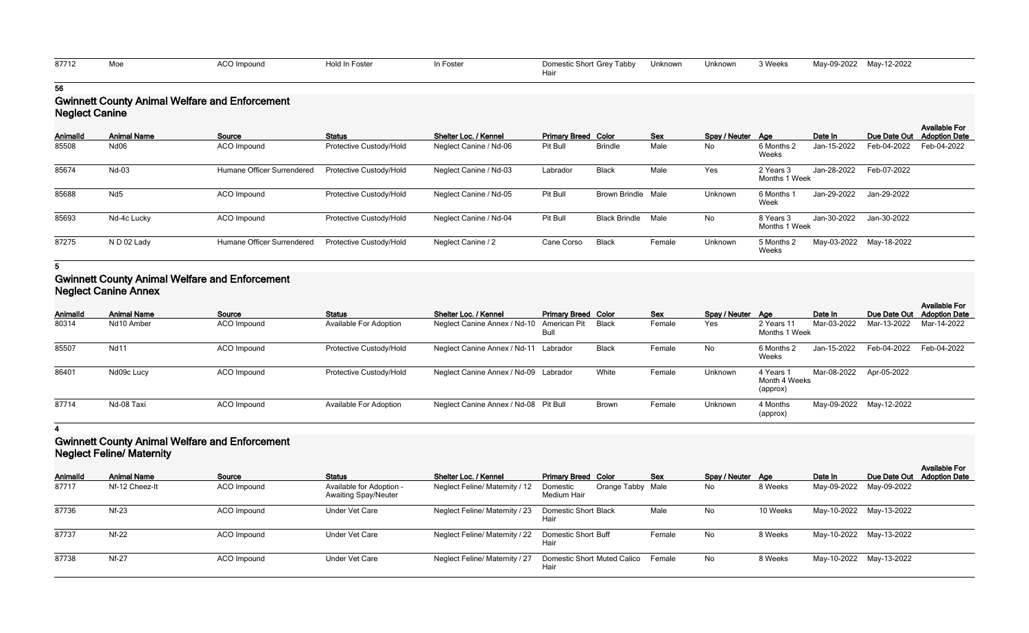| 87712 | Moe | ACO Impound | Hold In Foster | In Foster | Domestic Short Hair | Grey Tabby | Unknown | Unknown | 3 Weeks | May-09-2022 | May-12-2022 | |
|---|---|---|---|---|---|---|---|---|---|---|---|---|

**56**

## Gwinnett County Animal Welfare and Enforcement
### Neglect Canine

| AnimalId | Animal Name | Source | Status | Shelter Loc. / Kennel | Primary Breed | Color | Sex | Spay / Neuter | Age | Date In | Due Date Out | Available For Adoption Date |
|---|---|---|---|---|---|---|---|---|---|---|---|---|
| 85508 | Nd06 | ACO Impound | Protective Custody/Hold | Neglect Canine / Nd-06 | Pit Bull | Brindle | Male | No | 6 Months 2 Weeks | Jan-15-2022 | Feb-04-2022 | Feb-04-2022 |
| 85674 | Nd-03 | Humane Officer Surrendered | Protective Custody/Hold | Neglect Canine / Nd-03 | Labrador | Black | Male | Yes | 2 Years 3 Months 1 Week | Jan-28-2022 | Feb-07-2022 | |
| 85688 | Nd5 | ACO Impound | Protective Custody/Hold | Neglect Canine / Nd-05 | Pit Bull | Brown Brindle | Male | Unknown | 6 Months 1 Week | Jan-29-2022 | Jan-29-2022 | |
| 85693 | Nd-4c Lucky | ACO Impound | Protective Custody/Hold | Neglect Canine / Nd-04 | Pit Bull | Black Brindle | Male | No | 8 Years 3 Months 1 Week | Jan-30-2022 | Jan-30-2022 | |
| 87275 | N D 02 Lady | Humane Officer Surrendered | Protective Custody/Hold | Neglect Canine / 2 | Cane Corso | Black | Female | Unknown | 5 Months 2 Weeks | May-03-2022 | May-18-2022 | |

**5**

## Gwinnett County Animal Welfare and Enforcement
### Neglect Canine Annex

| AnimalId | Animal Name | Source | Status | Shelter Loc. / Kennel | Primary Breed | Color | Sex | Spay / Neuter | Age | Date In | Due Date Out | Available For Adoption Date |
|---|---|---|---|---|---|---|---|---|---|---|---|---|
| 80314 | Nd10 Amber | ACO Impound | Available For Adoption | Neglect Canine Annex / Nd-10 | American Pit Bull | Black | Female | Yes | 2 Years 11 Months 1 Week | Mar-03-2022 | Mar-13-2022 | Mar-14-2022 |
| 85507 | Nd11 | ACO Impound | Protective Custody/Hold | Neglect Canine Annex / Nd-11 | Labrador | Black | Female | No | 6 Months 2 Weeks | Jan-15-2022 | Feb-04-2022 | Feb-04-2022 |
| 86401 | Nd09c Lucy | ACO Impound | Protective Custody/Hold | Neglect Canine Annex / Nd-09 | Labrador | White | Female | Unknown | 4 Years 1 Month 4 Weeks (approx) | Mar-08-2022 | Apr-05-2022 | |
| 87714 | Nd-08 Taxi | ACO Impound | Available For Adoption | Neglect Canine Annex / Nd-08 | Pit Bull | Brown | Female | Unknown | 4 Months (approx) | May-09-2022 | May-12-2022 | |

**4**

## Gwinnett County Animal Welfare and Enforcement
### Neglect Feline/ Maternity

| AnimalId | Animal Name | Source | Status | Shelter Loc. / Kennel | Primary Breed | Color | Sex | Spay / Neuter | Age | Date In | Due Date Out | Available For Adoption Date |
|---|---|---|---|---|---|---|---|---|---|---|---|---|
| 87717 | Nf-12 Cheez-It | ACO Impound | Available for Adoption - Awaiting Spay/Neuter | Neglect Feline/ Maternity / 12 | Domestic Medium Hair | Orange Tabby | Male | No | 8 Weeks | May-09-2022 | May-09-2022 | |
| 87736 | Nf-23 | ACO Impound | Under Vet Care | Neglect Feline/ Maternity / 23 | Domestic Short Hair | Black | Male | No | 10 Weeks | May-10-2022 | May-13-2022 | |
| 87737 | Nf-22 | ACO Impound | Under Vet Care | Neglect Feline/ Maternity / 22 | Domestic Short Hair | Buff | Female | No | 8 Weeks | May-10-2022 | May-13-2022 | |
| 87738 | Nf-27 | ACO Impound | Under Vet Care | Neglect Feline/ Maternity / 27 | Domestic Short Hair | Muted Calico | Female | No | 8 Weeks | May-10-2022 | May-13-2022 | |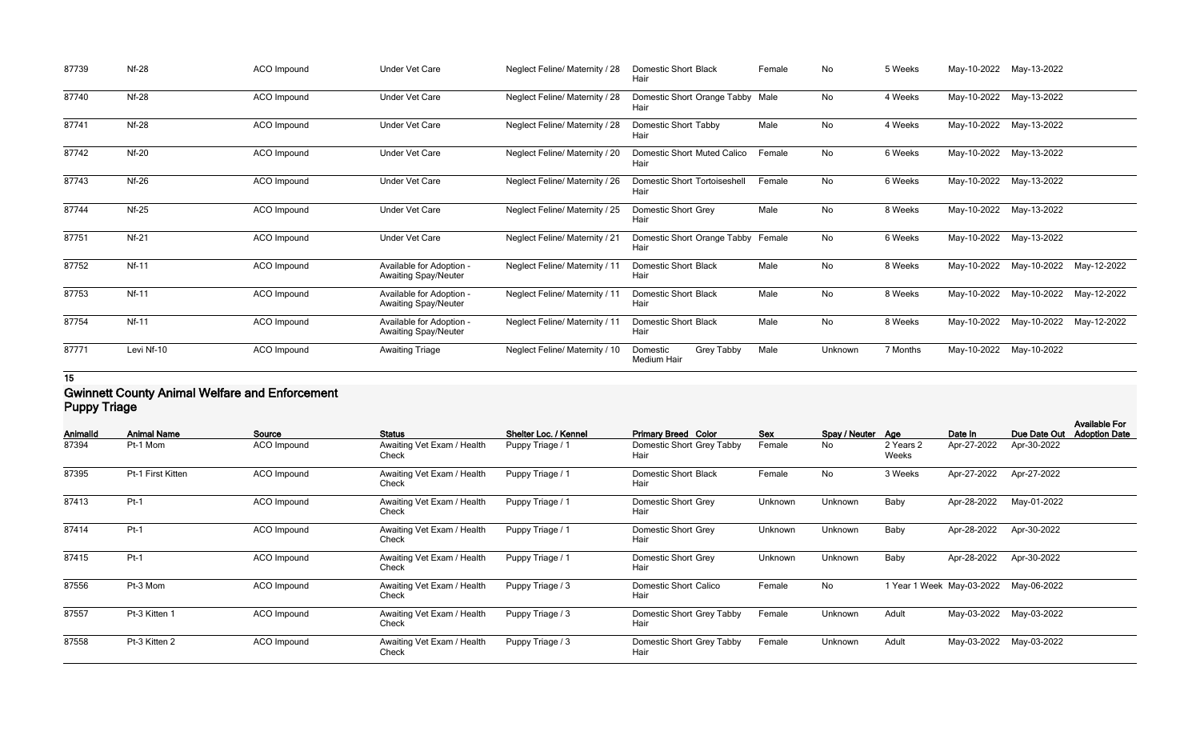| AnimalId | Animal Name | Source | Status | Shelter Loc. / Kennel | Primary Breed | Color | Sex | Spay / Neuter | Age | Date In | Due Date Out | Available For Adoption Date |
|---|---|---|---|---|---|---|---|---|---|---|---|---|
| 87739 | Nf-28 | ACO Impound | Under Vet Care | Neglect Feline/ Maternity / 28 | Domestic Short Hair | Black | Female | No | 5 Weeks | May-10-2022 | May-13-2022 | |
| 87740 | Nf-28 | ACO Impound | Under Vet Care | Neglect Feline/ Maternity / 28 | Domestic Short Hair | Orange Tabby | Male | No | 4 Weeks | May-10-2022 | May-13-2022 | |
| 87741 | Nf-28 | ACO Impound | Under Vet Care | Neglect Feline/ Maternity / 28 | Domestic Short Hair | Tabby | Male | No | 4 Weeks | May-10-2022 | May-13-2022 | |
| 87742 | Nf-20 | ACO Impound | Under Vet Care | Neglect Feline/ Maternity / 20 | Domestic Short Hair | Muted Calico | Female | No | 6 Weeks | May-10-2022 | May-13-2022 | |
| 87743 | Nf-26 | ACO Impound | Under Vet Care | Neglect Feline/ Maternity / 26 | Domestic Short Hair | Tortoiseshell | Female | No | 6 Weeks | May-10-2022 | May-13-2022 | |
| 87744 | Nf-25 | ACO Impound | Under Vet Care | Neglect Feline/ Maternity / 25 | Domestic Short Hair | Grey | Male | No | 8 Weeks | May-10-2022 | May-13-2022 | |
| 87751 | Nf-21 | ACO Impound | Under Vet Care | Neglect Feline/ Maternity / 21 | Domestic Short Hair | Orange Tabby | Female | No | 6 Weeks | May-10-2022 | May-13-2022 | |
| 87752 | Nf-11 | ACO Impound | Available for Adoption - Awaiting Spay/Neuter | Neglect Feline/ Maternity / 11 | Domestic Short Hair | Black | Male | No | 8 Weeks | May-10-2022 | May-10-2022 | May-12-2022 |
| 87753 | Nf-11 | ACO Impound | Available for Adoption - Awaiting Spay/Neuter | Neglect Feline/ Maternity / 11 | Domestic Short Hair | Black | Male | No | 8 Weeks | May-10-2022 | May-10-2022 | May-12-2022 |
| 87754 | Nf-11 | ACO Impound | Available for Adoption - Awaiting Spay/Neuter | Neglect Feline/ Maternity / 11 | Domestic Short Hair | Black | Male | No | 8 Weeks | May-10-2022 | May-10-2022 | May-12-2022 |
| 87771 | Levi Nf-10 | ACO Impound | Awaiting Triage | Neglect Feline/ Maternity / 10 | Domestic Medium Hair | Grey Tabby | Male | Unknown | 7 Months | May-10-2022 | May-10-2022 | |

## Gwinnett County Animal Welfare and Enforcement
### Puppy Triage

| AnimalId | Animal Name | Source | Status | Shelter Loc. / Kennel | Primary Breed | Color | Sex | Spay / Neuter | Age | Date In | Due Date Out | Available For Adoption Date |
|---|---|---|---|---|---|---|---|---|---|---|---|---|
| 87394 | Pt-1 Mom | ACO Impound | Awaiting Vet Exam / Health Check | Puppy Triage / 1 | Domestic Short Hair | Grey Tabby | Female | No | 2 Years 2 Weeks | Apr-27-2022 | Apr-30-2022 | |
| 87395 | Pt-1 First Kitten | ACO Impound | Awaiting Vet Exam / Health Check | Puppy Triage / 1 | Domestic Short Hair | Black | Female | No | 3 Weeks | Apr-27-2022 | Apr-27-2022 | |
| 87413 | Pt-1 | ACO Impound | Awaiting Vet Exam / Health Check | Puppy Triage / 1 | Domestic Short Hair | Grey | Unknown | Unknown | Baby | Apr-28-2022 | May-01-2022 | |
| 87414 | Pt-1 | ACO Impound | Awaiting Vet Exam / Health Check | Puppy Triage / 1 | Domestic Short Hair | Grey | Unknown | Unknown | Baby | Apr-28-2022 | Apr-30-2022 | |
| 87415 | Pt-1 | ACO Impound | Awaiting Vet Exam / Health Check | Puppy Triage / 1 | Domestic Short Hair | Grey | Unknown | Unknown | Baby | Apr-28-2022 | Apr-30-2022 | |
| 87556 | Pt-3 Mom | ACO Impound | Awaiting Vet Exam / Health Check | Puppy Triage / 3 | Domestic Short Hair | Calico | Female | No | 1 Year 1 Week | May-03-2022 | May-06-2022 | |
| 87557 | Pt-3 Kitten 1 | ACO Impound | Awaiting Vet Exam / Health Check | Puppy Triage / 3 | Domestic Short Hair | Grey Tabby | Female | Unknown | Adult | May-03-2022 | May-03-2022 | |
| 87558 | Pt-3 Kitten 2 | ACO Impound | Awaiting Vet Exam / Health Check | Puppy Triage / 3 | Domestic Short Hair | Grey Tabby | Female | Unknown | Adult | May-03-2022 | May-03-2022 | |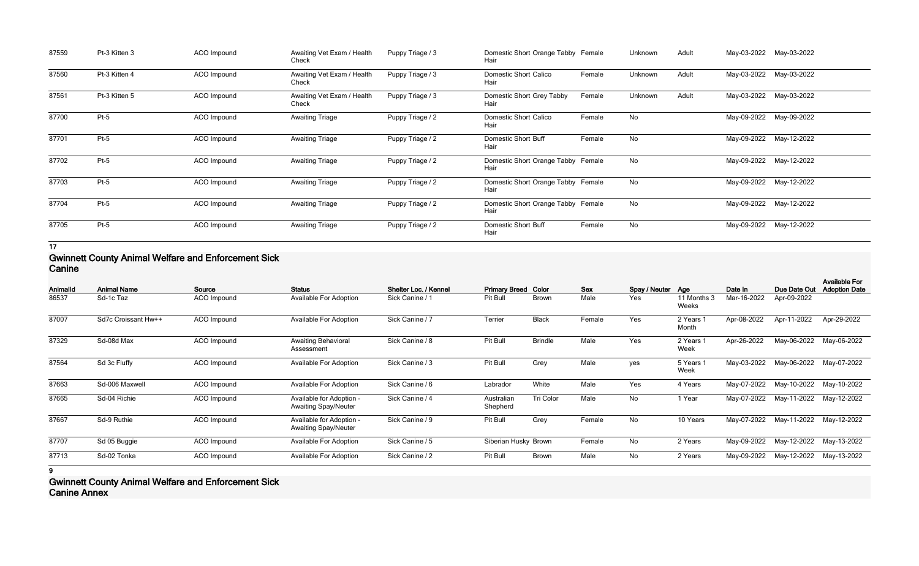| AnimalId | Animal Name | Source | Status | Shelter Loc. / Kennel | Primary Breed | Color | Sex | Spay / Neuter | Age | Date In | Due Date Out | Available For Adoption Date |
|---|---|---|---|---|---|---|---|---|---|---|---|---|
| 87559 | Pt-3 Kitten 3 | ACO Impound | Awaiting Vet Exam / Health Check | Puppy Triage / 3 | Domestic Short Hair | Orange Tabby | Female | Unknown | Adult | May-03-2022 | May-03-2022 | |
| 87560 | Pt-3 Kitten 4 | ACO Impound | Awaiting Vet Exam / Health Check | Puppy Triage / 3 | Domestic Short Hair | Calico | Female | Unknown | Adult | May-03-2022 | May-03-2022 | |
| 87561 | Pt-3 Kitten 5 | ACO Impound | Awaiting Vet Exam / Health Check | Puppy Triage / 3 | Domestic Short Hair | Grey Tabby | Female | Unknown | Adult | May-03-2022 | May-03-2022 | |
| 87700 | Pt-5 | ACO Impound | Awaiting Triage | Puppy Triage / 2 | Domestic Short Hair | Calico | Female | No | | May-09-2022 | May-09-2022 | |
| 87701 | Pt-5 | ACO Impound | Awaiting Triage | Puppy Triage / 2 | Domestic Short Hair | Buff | Female | No | | May-09-2022 | May-12-2022 | |
| 87702 | Pt-5 | ACO Impound | Awaiting Triage | Puppy Triage / 2 | Domestic Short Hair | Orange Tabby | Female | No | | May-09-2022 | May-12-2022 | |
| 87703 | Pt-5 | ACO Impound | Awaiting Triage | Puppy Triage / 2 | Domestic Short Hair | Orange Tabby | Female | No | | May-09-2022 | May-12-2022 | |
| 87704 | Pt-5 | ACO Impound | Awaiting Triage | Puppy Triage / 2 | Domestic Short Hair | Orange Tabby | Female | No | | May-09-2022 | May-12-2022 | |
| 87705 | Pt-5 | ACO Impound | Awaiting Triage | Puppy Triage / 2 | Domestic Short Hair | Buff | Female | No | | May-09-2022 | May-12-2022 | |

**17**

## Gwinnett County Animal Welfare and Enforcement Sick Canine

| AnimalId | Animal Name | Source | Status | Shelter Loc. / Kennel | Primary Breed | Color | Sex | Spay / Neuter | Age | Date In | Due Date Out | Available For Adoption Date |
|---|---|---|---|---|---|---|---|---|---|---|---|---|
| 86537 | Sd-1c Taz | ACO Impound | Available For Adoption | Sick Canine / 1 | Pit Bull | Brown | Male | Yes | 11 Months 3 Weeks | Mar-16-2022 | Apr-09-2022 | |
| 87007 | Sd7c Croissant Hw++ | ACO Impound | Available For Adoption | Sick Canine / 7 | Terrier | Black | Female | Yes | 2 Years 1 Month | Apr-08-2022 | Apr-11-2022 | Apr-29-2022 |
| 87329 | Sd-08d Max | ACO Impound | Awaiting Behavioral Assessment | Sick Canine / 8 | Pit Bull | Brindle | Male | Yes | 2 Years 1 Week | Apr-26-2022 | May-06-2022 | May-06-2022 |
| 87564 | Sd 3c Fluffy | ACO Impound | Available For Adoption | Sick Canine / 3 | Pit Bull | Grey | Male | yes | 5 Years 1 Week | May-03-2022 | May-06-2022 | May-07-2022 |
| 87663 | Sd-006 Maxwell | ACO Impound | Available For Adoption | Sick Canine / 6 | Labrador | White | Male | Yes | 4 Years | May-07-2022 | May-10-2022 | May-10-2022 |
| 87665 | Sd-04 Richie | ACO Impound | Available for Adoption - Awaiting Spay/Neuter | Sick Canine / 4 | Australian Shepherd | Tri Color | Male | No | 1 Year | May-07-2022 | May-11-2022 | May-12-2022 |
| 87667 | Sd-9 Ruthie | ACO Impound | Available for Adoption - Awaiting Spay/Neuter | Sick Canine / 9 | Pit Bull | Grey | Female | No | 10 Years | May-07-2022 | May-11-2022 | May-12-2022 |
| 87707 | Sd 05 Buggie | ACO Impound | Available For Adoption | Sick Canine / 5 | Siberian Husky | Brown | Female | No | 2 Years | May-09-2022 | May-12-2022 | May-13-2022 |
| 87713 | Sd-02 Tonka | ACO Impound | Available For Adoption | Sick Canine / 2 | Pit Bull | Brown | Male | No | 2 Years | May-09-2022 | May-12-2022 | May-13-2022 |

**9**

## Gwinnett County Animal Welfare and Enforcement Sick Canine Annex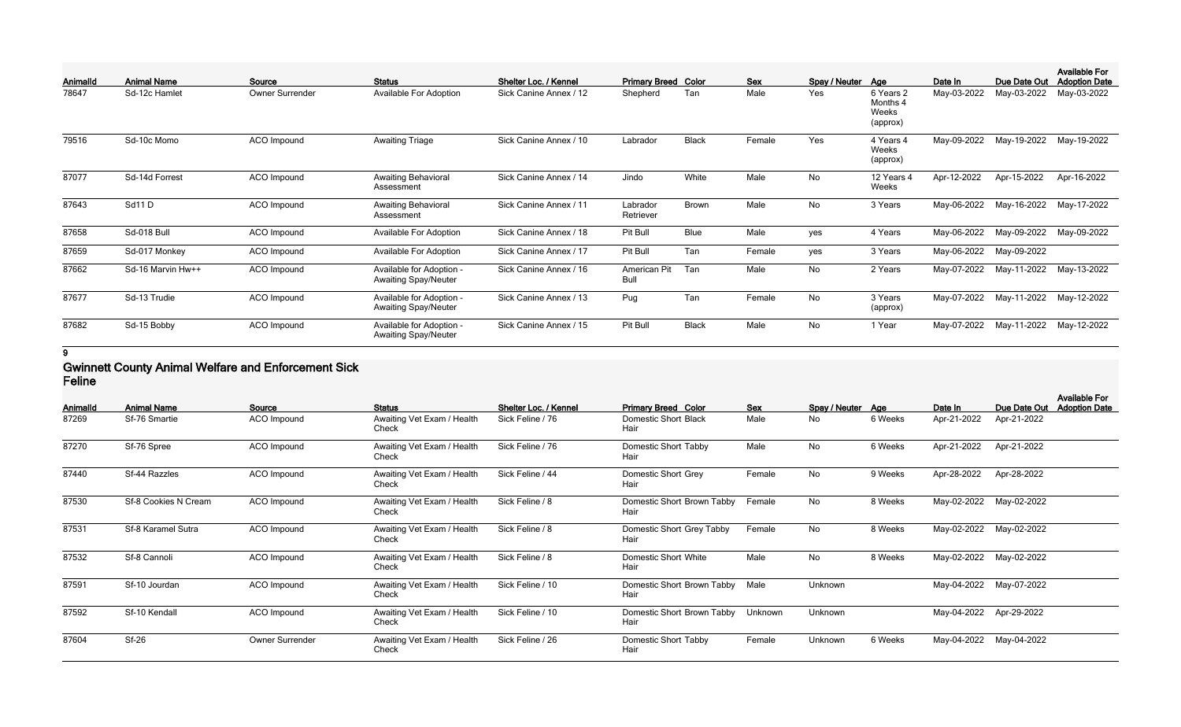| AnimalId | Animal Name | Source | Status | Shelter Loc. / Kennel | Primary Breed | Color | Sex | Spay / Neuter | Age | Date In | Due Date Out | Available For Adoption Date |
|---|---|---|---|---|---|---|---|---|---|---|---|---|
| 78647 | Sd-12c Hamlet | Owner Surrender | Available For Adoption | Sick Canine Annex / 12 | Shepherd | Tan | Male | Yes | 6 Years 2 Months 4 Weeks (approx) | May-03-2022 | May-03-2022 | May-03-2022 |
| 79516 | Sd-10c Momo | ACO Impound | Awaiting Triage | Sick Canine Annex / 10 | Labrador | Black | Female | Yes | 4 Years 4 Weeks (approx) | May-09-2022 | May-19-2022 | May-19-2022 |
| 87077 | Sd-14d Forrest | ACO Impound | Awaiting Behavioral Assessment | Sick Canine Annex / 14 | Jindo | White | Male | No | 12 Years 4 Weeks | Apr-12-2022 | Apr-15-2022 | Apr-16-2022 |
| 87643 | Sd11 D | ACO Impound | Awaiting Behavioral Assessment | Sick Canine Annex / 11 | Labrador Retriever | Brown | Male | No | 3 Years | May-06-2022 | May-16-2022 | May-17-2022 |
| 87658 | Sd-018 Bull | ACO Impound | Available For Adoption | Sick Canine Annex / 18 | Pit Bull | Blue | Male | yes | 4 Years | May-06-2022 | May-09-2022 | May-09-2022 |
| 87659 | Sd-017 Monkey | ACO Impound | Available For Adoption | Sick Canine Annex / 17 | Pit Bull | Tan | Female | yes | 3 Years | May-06-2022 | May-09-2022 | |
| 87662 | Sd-16 Marvin Hw++ | ACO Impound | Available for Adoption - Awaiting Spay/Neuter | Sick Canine Annex / 16 | American Pit Bull | Tan | Male | No | 2 Years | May-07-2022 | May-11-2022 | May-13-2022 |
| 87677 | Sd-13 Trudie | ACO Impound | Available for Adoption - Awaiting Spay/Neuter | Sick Canine Annex / 13 | Pug | Tan | Female | No | 3 Years (approx) | May-07-2022 | May-11-2022 | May-12-2022 |
| 87682 | Sd-15 Bobby | ACO Impound | Available for Adoption - Awaiting Spay/Neuter | Sick Canine Annex / 15 | Pit Bull | Black | Male | No | 1 Year | May-07-2022 | May-11-2022 | May-12-2022 |

**9**

## Gwinnett County Animal Welfare and Enforcement Sick Feline

| AnimalId | Animal Name | Source | Status | Shelter Loc. / Kennel | Primary Breed | Color | Sex | Spay / Neuter | Age | Date In | Due Date Out | Available For Adoption Date |
|---|---|---|---|---|---|---|---|---|---|---|---|---|
| 87269 | Sf-76 Smartie | ACO Impound | Awaiting Vet Exam / Health Check | Sick Feline / 76 | Domestic Short Hair | Black | Male | No | 6 Weeks | Apr-21-2022 | Apr-21-2022 | |
| 87270 | Sf-76 Spree | ACO Impound | Awaiting Vet Exam / Health Check | Sick Feline / 76 | Domestic Short Hair | Tabby | Male | No | 6 Weeks | Apr-21-2022 | Apr-21-2022 | |
| 87440 | Sf-44 Razzles | ACO Impound | Awaiting Vet Exam / Health Check | Sick Feline / 44 | Domestic Short Hair | Grey | Female | No | 9 Weeks | Apr-28-2022 | Apr-28-2022 | |
| 87530 | Sf-8 Cookies N Cream | ACO Impound | Awaiting Vet Exam / Health Check | Sick Feline / 8 | Domestic Short Hair | Brown Tabby | Female | No | 8 Weeks | May-02-2022 | May-02-2022 | |
| 87531 | Sf-8 Karamel Sutra | ACO Impound | Awaiting Vet Exam / Health Check | Sick Feline / 8 | Domestic Short Hair | Grey Tabby | Female | No | 8 Weeks | May-02-2022 | May-02-2022 | |
| 87532 | Sf-8 Cannoli | ACO Impound | Awaiting Vet Exam / Health Check | Sick Feline / 8 | Domestic Short Hair | White | Male | No | 8 Weeks | May-02-2022 | May-02-2022 | |
| 87591 | Sf-10 Jourdan | ACO Impound | Awaiting Vet Exam / Health Check | Sick Feline / 10 | Domestic Short Hair | Brown Tabby | Male | Unknown | | May-04-2022 | May-07-2022 | |
| 87592 | Sf-10 Kendall | ACO Impound | Awaiting Vet Exam / Health Check | Sick Feline / 10 | Domestic Short Hair | Brown Tabby | Unknown | Unknown | | May-04-2022 | Apr-29-2022 | |
| 87604 | Sf-26 | Owner Surrender | Awaiting Vet Exam / Health Check | Sick Feline / 26 | Domestic Short Hair | Tabby | Female | Unknown | 6 Weeks | May-04-2022 | May-04-2022 | |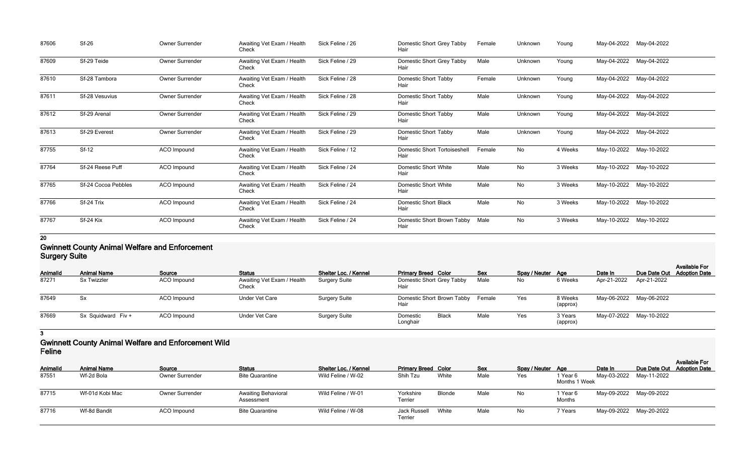| AnimalId | Animal Name | Source | Status | Shelter Loc. / Kennel | Primary Breed | Color | Sex | Spay / Neuter | Age | Date In | Due Date Out | Available For Adoption Date |
|---|---|---|---|---|---|---|---|---|---|---|---|---|
| 87606 | Sf-26 | Owner Surrender | Awaiting Vet Exam / Health Check | Sick Feline / 26 | Domestic Short Hair | Grey Tabby | Female | Unknown | Young | May-04-2022 | May-04-2022 | |
| 87609 | Sf-29 Teide | Owner Surrender | Awaiting Vet Exam / Health Check | Sick Feline / 29 | Domestic Short Hair | Grey Tabby | Male | Unknown | Young | May-04-2022 | May-04-2022 | |
| 87610 | Sf-28 Tambora | Owner Surrender | Awaiting Vet Exam / Health Check | Sick Feline / 28 | Domestic Short Hair | Tabby | Female | Unknown | Young | May-04-2022 | May-04-2022 | |
| 87611 | Sf-28 Vesuvius | Owner Surrender | Awaiting Vet Exam / Health Check | Sick Feline / 28 | Domestic Short Hair | Tabby | Male | Unknown | Young | May-04-2022 | May-04-2022 | |
| 87612 | Sf-29 Arenal | Owner Surrender | Awaiting Vet Exam / Health Check | Sick Feline / 29 | Domestic Short Hair | Tabby | Male | Unknown | Young | May-04-2022 | May-04-2022 | |
| 87613 | Sf-29 Everest | Owner Surrender | Awaiting Vet Exam / Health Check | Sick Feline / 29 | Domestic Short Hair | Tabby | Male | Unknown | Young | May-04-2022 | May-04-2022 | |
| 87755 | Sf-12 | ACO Impound | Awaiting Vet Exam / Health Check | Sick Feline / 12 | Domestic Short Hair | Tortoiseshell | Female | No | 4 Weeks | May-10-2022 | May-10-2022 | |
| 87764 | Sf-24 Reese Puff | ACO Impound | Awaiting Vet Exam / Health Check | Sick Feline / 24 | Domestic Short Hair | White | Male | No | 3 Weeks | May-10-2022 | May-10-2022 | |
| 87765 | Sf-24 Cocoa Pebbles | ACO Impound | Awaiting Vet Exam / Health Check | Sick Feline / 24 | Domestic Short Hair | White | Male | No | 3 Weeks | May-10-2022 | May-10-2022 | |
| 87766 | Sf-24 Trix | ACO Impound | Awaiting Vet Exam / Health Check | Sick Feline / 24 | Domestic Short Hair | Black | Male | No | 3 Weeks | May-10-2022 | May-10-2022 | |
| 87767 | Sf-24 Kix | ACO Impound | Awaiting Vet Exam / Health Check | Sick Feline / 24 | Domestic Short Hair | Brown Tabby | Male | No | 3 Weeks | May-10-2022 | May-10-2022 | |

**20**

## Gwinnett County Animal Welfare and Enforcement Surgery Suite

| AnimalId | Animal Name | Source | Status | Shelter Loc. / Kennel | Primary Breed | Color | Sex | Spay / Neuter | Age | Date In | Due Date Out | Available For Adoption Date |
|---|---|---|---|---|---|---|---|---|---|---|---|---|
| 87271 | Sx Twizzler | ACO Impound | Awaiting Vet Exam / Health Check | Surgery Suite | Domestic Short Hair | Grey Tabby | Male | No | 6 Weeks | Apr-21-2022 | Apr-21-2022 | |
| 87649 | Sx | ACO Impound | Under Vet Care | Surgery Suite | Domestic Short Hair | Brown Tabby | Female | Yes | 8 Weeks (approx) | May-06-2022 | May-06-2022 | |
| 87669 | Sx Squidward Fiv + | ACO Impound | Under Vet Care | Surgery Suite | Domestic Longhair | Black | Male | Yes | 3 Years (approx) | May-07-2022 | May-10-2022 | |

**3**

## Gwinnett County Animal Welfare and Enforcement Wild Feline

| AnimalId | Animal Name | Source | Status | Shelter Loc. / Kennel | Primary Breed | Color | Sex | Spay / Neuter | Age | Date In | Due Date Out | Available For Adoption Date |
|---|---|---|---|---|---|---|---|---|---|---|---|---|
| 87551 | Wf-2d Bola | Owner Surrender | Bite Quarantine | Wild Feline / W-02 | Shih Tzu | White | Male | Yes | 1 Year 6 Months 1 Week | May-03-2022 | May-11-2022 | |
| 87715 | Wf-01d Kobi Mac | Owner Surrender | Awaiting Behavioral Assessment | Wild Feline / W-01 | Yorkshire Terrier | Blonde | Male | No | 1 Year 6 Months | May-09-2022 | May-09-2022 | |
| 87716 | Wf-8d Bandit | ACO Impound | Bite Quarantine | Wild Feline / W-08 | Jack Russell Terrier | White | Male | No | 7 Years | May-09-2022 | May-20-2022 | |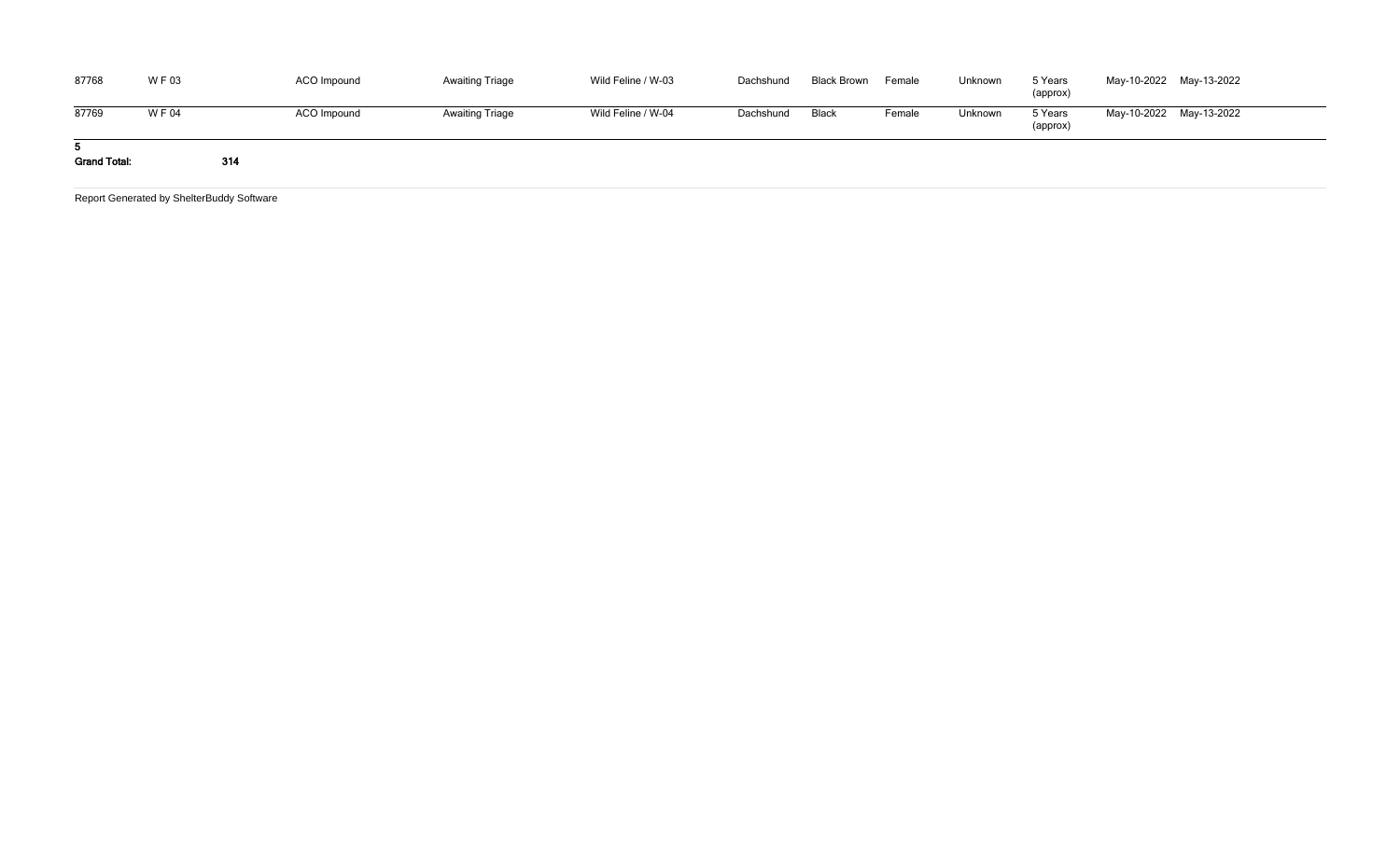| | | | | | | | | | | | |
|---|---|---|---|---|---|---|---|---|---|---|---|
| 87768 | W F 03 | ACO Impound | Awaiting Triage | Wild Feline / W-03 | Dachshund | Black Brown | Female | Unknown | 5 Years (approx) | May-10-2022 | May-13-2022 |
| 87769 | W F 04 | ACO Impound | Awaiting Triage | Wild Feline / W-04 | Dachshund | Black | Female | Unknown | 5 Years (approx) | May-10-2022 | May-13-2022 |

**5**

**Grand Total: 314**

Report Generated by ShelterBuddy Software